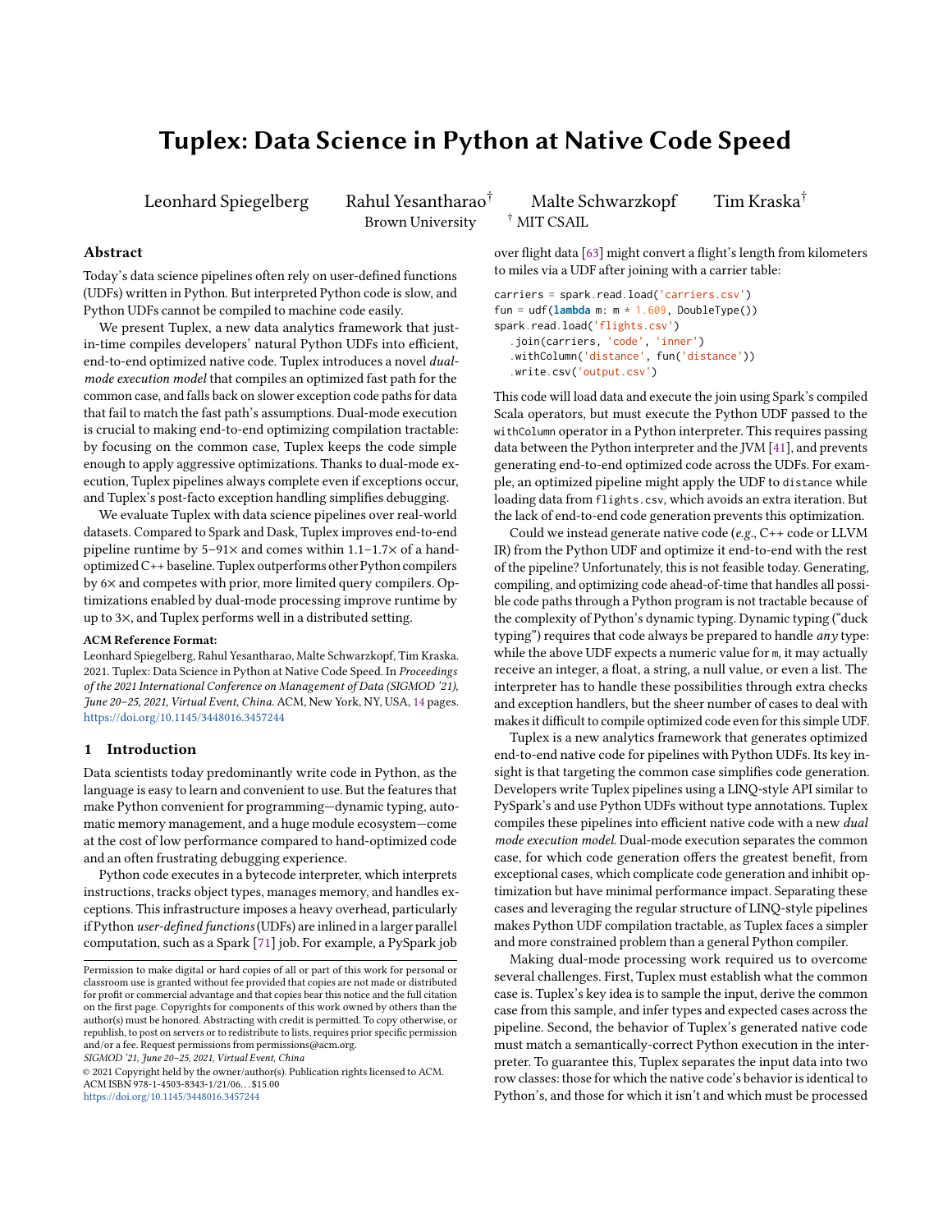# Tuplex: Data Science in Python at Native Code Speed

Leonhard Spiegelberg, Rahul Yesantharao[†], Malte Schwarzkopf, Tim Kraska[†]

Brown University [†] MIT CSAIL

## Abstract

Today's data science pipelines often rely on user-defined functions (UDFs) written in Python. But interpreted Python code is slow, and Python UDFs cannot be compiled to machine code easily.

We present Tuplex, a new data analytics framework that just-in-time compiles developers' natural Python UDFs into efficient, end-to-end optimized native code. Tuplex introduces a novel *dual-mode execution model* that compiles an optimized fast path for the common case, and falls back on slower exception code paths for data that fail to match the fast path's assumptions. Dual-mode execution is crucial to making end-to-end optimizing compilation tractable: by focusing on the common case, Tuplex keeps the code simple enough to apply aggressive optimizations. Thanks to dual-mode execution, Tuplex pipelines always complete even if exceptions occur, and Tuplex's post-facto exception handling simplifies debugging.

We evaluate Tuplex with data science pipelines over real-world datasets. Compared to Spark and Dask, Tuplex improves end-to-end pipeline runtime by 5–91× and comes within 1.1–1.7× of a hand-optimized C++ baseline. Tuplex outperforms other Python compilers by 6× and competes with prior, more limited query compilers. Optimizations enabled by dual-mode processing improve runtime by up to 3×, and Tuplex performs well in a distributed setting.

**ACM Reference Format:**

Leonhard Spiegelberg, Rahul Yesantharao, Malte Schwarzkopf, Tim Kraska. 2021. Tuplex: Data Science in Python at Native Code Speed. In *Proceedings of the 2021 International Conference on Management of Data (SIGMOD '21), June 20–25, 2021, Virtual Event, China.* ACM, New York, NY, USA, 14 pages. https://doi.org/10.1145/3448016.3457244

## 1 Introduction

Data scientists today predominantly write code in Python, as the language is easy to learn and convenient to use. But the features that make Python convenient for programming—dynamic typing, automatic memory management, and a huge module ecosystem—come at the cost of low performance compared to hand-optimized code and an often frustrating debugging experience.

Python code executes in a bytecode interpreter, which interprets instructions, tracks object types, manages memory, and handles exceptions. This infrastructure imposes a heavy overhead, particularly if Python *user-defined functions* (UDFs) are inlined in a larger parallel computation, such as a Spark [71] job. For example, a PySpark job over flight data [63] might convert a flight's length from kilometers to miles via a UDF after joining with a carrier table:

```
carriers = spark.read.load('carriers.csv')
fun = udf(lambda m: m * 1.609, DoubleType())
spark.read.load('flights.csv')
   .join(carriers, 'code', 'inner')
   .withColumn('distance', fun('distance'))
   .write.csv('output.csv')
```

This code will load data and execute the join using Spark's compiled Scala operators, but must execute the Python UDF passed to the `withColumn` operator in a Python interpreter. This requires passing data between the Python interpreter and the JVM [41], and prevents generating end-to-end optimized code across the UDFs. For example, an optimized pipeline might apply the UDF to `distance` while loading data from `flights.csv`, which avoids an extra iteration. But the lack of end-to-end code generation prevents this optimization.

Could we instead generate native code (*e.g.*, C++ code or LLVM IR) from the Python UDF and optimize it end-to-end with the rest of the pipeline? Unfortunately, this is not feasible today. Generating, compiling, and optimizing code ahead-of-time that handles all possible code paths through a Python program is not tractable because of the complexity of Python's dynamic typing. Dynamic typing ("duck typing") requires that code always be prepared to handle *any* type: while the above UDF expects a numeric value for `m`, it may actually receive an integer, a float, a string, a null value, or even a list. The interpreter has to handle these possibilities through extra checks and exception handlers, but the sheer number of cases to deal with makes it difficult to compile optimized code even for this simple UDF.

Tuplex is a new analytics framework that generates optimized end-to-end native code for pipelines with Python UDFs. Its key insight is that targeting the common case simplifies code generation. Developers write Tuplex pipelines using a LINQ-style API similar to PySpark's and use Python UDFs without type annotations. Tuplex compiles these pipelines into efficient native code with a new *dual mode execution model.* Dual-mode execution separates the common case, for which code generation offers the greatest benefit, from exceptional cases, which complicate code generation and inhibit optimization but have minimal performance impact. Separating these cases and leveraging the regular structure of LINQ-style pipelines makes Python UDF compilation tractable, as Tuplex faces a simpler and more constrained problem than a general Python compiler.

Making dual-mode processing work required us to overcome several challenges. First, Tuplex must establish what the common case is. Tuplex's key idea is to sample the input, derive the common case from this sample, and infer types and expected cases across the pipeline. Second, the behavior of Tuplex's generated native code must match a semantically-correct Python execution in the interpreter. To guarantee this, Tuplex separates the input data into two row classes: those for which the native code's behavior is identical to Python's, and those for which it isn't and which must be processed

---

Permission to make digital or hard copies of all or part of this work for personal or classroom use is granted without fee provided that copies are not made or distributed for profit or commercial advantage and that copies bear this notice and the full citation on the first page. Copyrights for components of this work owned by others than the author(s) must be honored. Abstracting with credit is permitted. To copy otherwise, or republish, to post on servers or to redistribute to lists, requires prior specific permission and/or a fee. Request permissions from permissions@acm.org.

*SIGMOD '21, June 20–25, 2021, Virtual Event, China*

© 2021 Copyright held by the owner/author(s). Publication rights licensed to ACM.
ACM ISBN 978-1-4503-8343-1/21/06...$15.00
https://doi.org/10.1145/3448016.3457244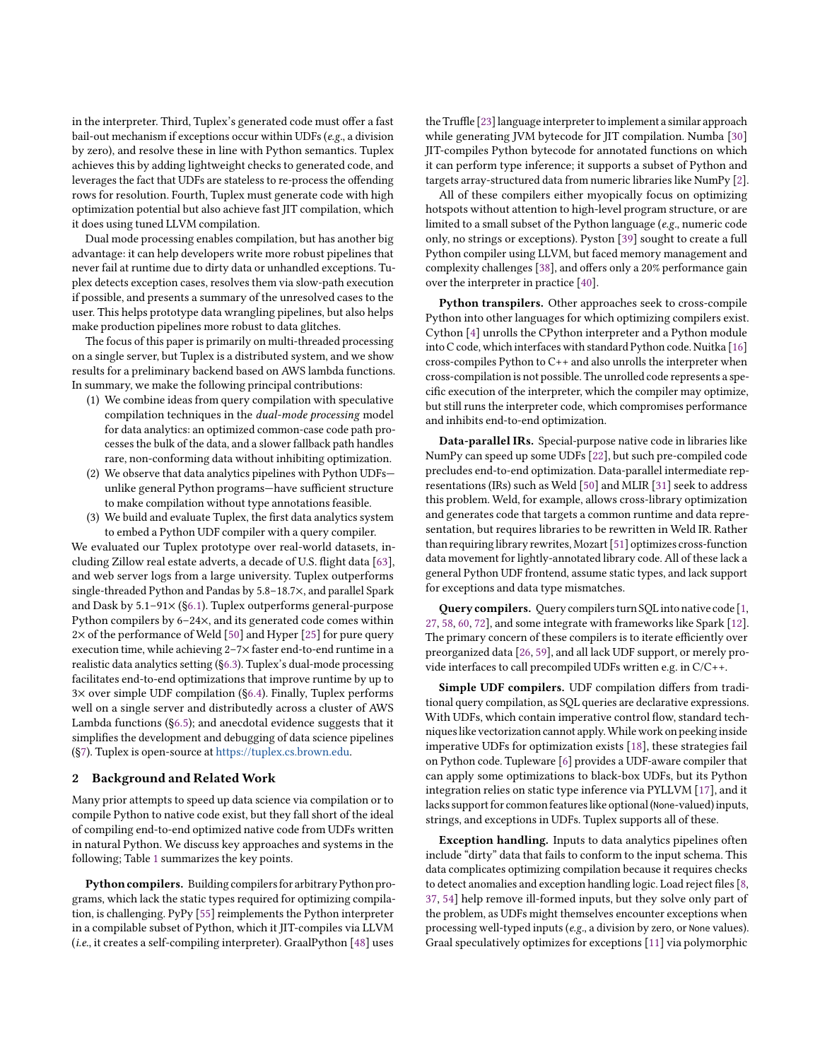in the interpreter. Third, Tuplex's generated code must offer a fast bail-out mechanism if exceptions occur within UDFs (*e.g.*, a division by zero), and resolve these in line with Python semantics. Tuplex achieves this by adding lightweight checks to generated code, and leverages the fact that UDFs are stateless to re-process the offending rows for resolution. Fourth, Tuplex must generate code with high optimization potential but also achieve fast JIT compilation, which it does using tuned LLVM compilation.

Dual mode processing enables compilation, but has another big advantage: it can help developers write more robust pipelines that never fail at runtime due to dirty data or unhandled exceptions. Tuplex detects exception cases, resolves them via slow-path execution if possible, and presents a summary of the unresolved cases to the user. This helps prototype data wrangling pipelines, but also helps make production pipelines more robust to data glitches.

The focus of this paper is primarily on multi-threaded processing on a single server, but Tuplex is a distributed system, and we show results for a preliminary backend based on AWS lambda functions. In summary, we make the following principal contributions:

1. We combine ideas from query compilation with speculative compilation techniques in the *dual-mode processing* model for data analytics: an optimized common-case code path processes the bulk of the data, and a slower fallback path handles rare, non-conforming data without inhibiting optimization.
2. We observe that data analytics pipelines with Python UDFs—unlike general Python programs—have sufficient structure to make compilation without type annotations feasible.
3. We build and evaluate Tuplex, the first data analytics system to embed a Python UDF compiler with a query compiler.

We evaluated our Tuplex prototype over real-world datasets, including Zillow real estate adverts, a decade of U.S. flight data [63], and web server logs from a large university. Tuplex outperforms single-threaded Python and Pandas by 5.8–18.7×, and parallel Spark and Dask by 5.1–91× (§6.1). Tuplex outperforms general-purpose Python compilers by 6–24×, and its generated code comes within 2× of the performance of Weld [50] and Hyper [25] for pure query execution time, while achieving 2–7× faster end-to-end runtime in a realistic data analytics setting (§6.3). Tuplex's dual-mode processing facilitates end-to-end optimizations that improve runtime by up to 3× over simple UDF compilation (§6.4). Finally, Tuplex performs well on a single server and distributedly across a cluster of AWS Lambda functions (§6.5); and anecdotal evidence suggests that it simplifies the development and debugging of data science pipelines (§7). Tuplex is open-source at https://tuplex.cs.brown.edu.

## 2 Background and Related Work

Many prior attempts to speed up data science via compilation or to compile Python to native code exist, but they fall short of the ideal of compiling end-to-end optimized native code from UDFs written in natural Python. We discuss key approaches and systems in the following; Table 1 summarizes the key points.

**Python compilers.** Building compilers for arbitrary Python programs, which lack the static types required for optimizing compilation, is challenging. PyPy [55] reimplements the Python interpreter in a compilable subset of Python, which it JIT-compiles via LLVM (*i.e.*, it creates a self-compiling interpreter). GraalPython [48] uses the Truffle [23] language interpreter to implement a similar approach while generating JVM bytecode for JIT compilation. Numba [30] JIT-compiles Python bytecode for annotated functions on which it can perform type inference; it supports a subset of Python and targets array-structured data from numeric libraries like NumPy [2].

All of these compilers either myopically focus on optimizing hotspots without attention to high-level program structure, or are limited to a small subset of the Python language (*e.g.*, numeric code only, no strings or exceptions). Pyston [39] sought to create a full Python compiler using LLVM, but faced memory management and complexity challenges [38], and offers only a 20% performance gain over the interpreter in practice [40].

**Python transpilers.** Other approaches seek to cross-compile Python into other languages for which optimizing compilers exist. Cython [4] unrolls the CPython interpreter and a Python module into C code, which interfaces with standard Python code. Nuitka [16] cross-compiles Python to C++ and also unrolls the interpreter when cross-compilation is not possible. The unrolled code represents a specific execution of the interpreter, which the compiler may optimize, but still runs the interpreter code, which compromises performance and inhibits end-to-end optimization.

**Data-parallel IRs.** Special-purpose native code in libraries like NumPy can speed up some UDFs [22], but such pre-compiled code precludes end-to-end optimization. Data-parallel intermediate representations (IRs) such as Weld [50] and MLIR [31] seek to address this problem. Weld, for example, allows cross-library optimization and generates code that targets a common runtime and data representation, but requires libraries to be rewritten in Weld IR. Rather than requiring library rewrites, Mozart [51] optimizes cross-function data movement for lightly-annotated library code. All of these lack a general Python UDF frontend, assume static types, and lack support for exceptions and data type mismatches.

**Query compilers.** Query compilers turn SQL into native code [1, 27, 58, 60, 72], and some integrate with frameworks like Spark [12]. The primary concern of these compilers is to iterate efficiently over preorganized data [26, 59], and all lack UDF support, or merely provide interfaces to call precompiled UDFs written e.g. in C/C++.

**Simple UDF compilers.** UDF compilation differs from traditional query compilation, as SQL queries are declarative expressions. With UDFs, which contain imperative control flow, standard techniques like vectorization cannot apply. While work on peeking inside imperative UDFs for optimization exists [18], these strategies fail on Python code. Tupleware [6] provides a UDF-aware compiler that can apply some optimizations to black-box UDFs, but its Python integration relies on static type inference via PYLLVM [17], and it lacks support for common features like optional (None-valued) inputs, strings, and exceptions in UDFs. Tuplex supports all of these.

**Exception handling.** Inputs to data analytics pipelines often include "dirty" data that fails to conform to the input schema. This data complicates optimizing compilation because it requires checks to detect anomalies and exception handling logic. Load reject files [8, 37, 54] help remove ill-formed inputs, but they solve only part of the problem, as UDFs might themselves encounter exceptions when processing well-typed inputs (*e.g.*, a division by zero, or None values). Graal speculatively optimizes for exceptions [11] via polymorphic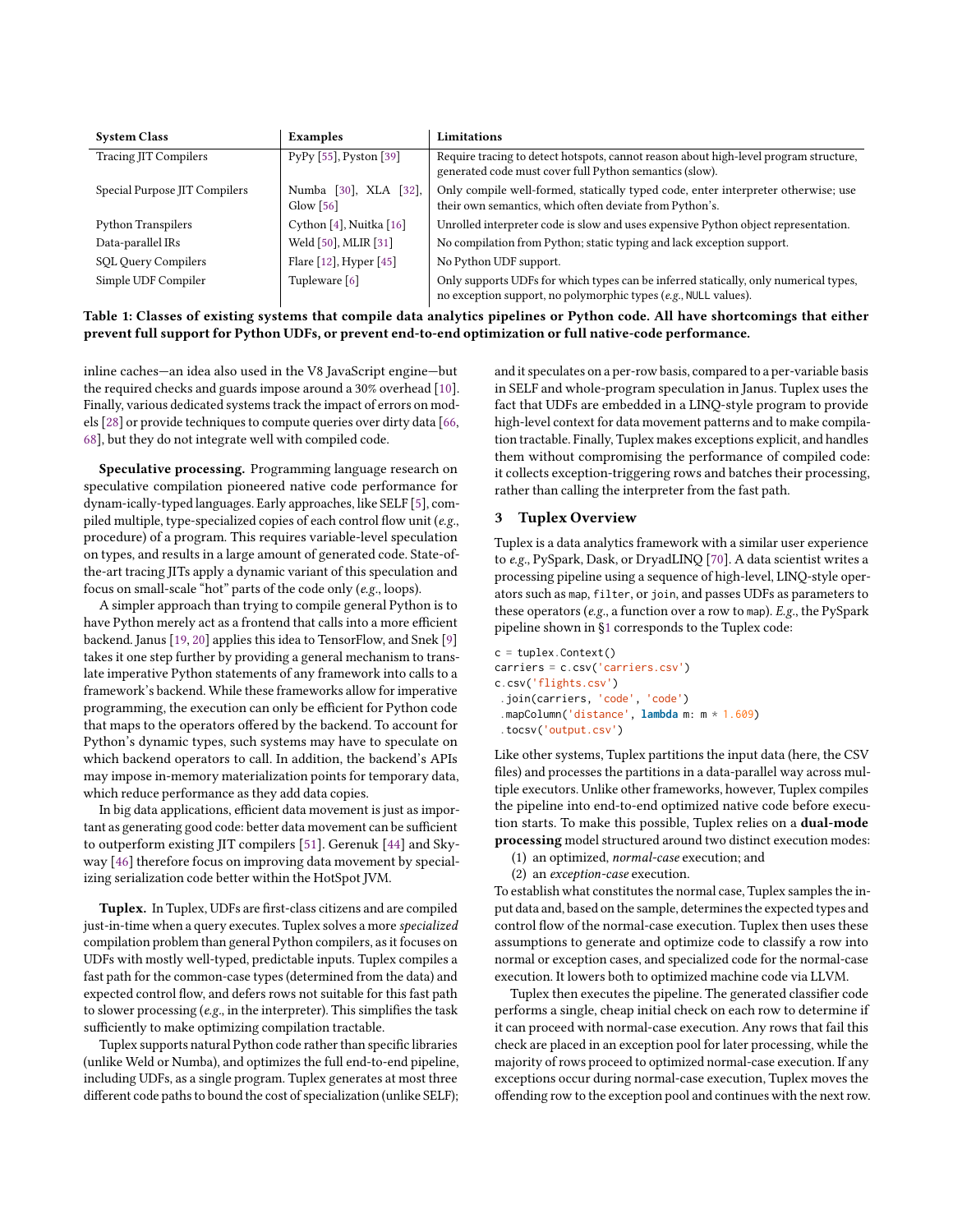| System Class | Examples | Limitations |
|---|---|---|
| Tracing JIT Compilers | PyPy [55], Pyston [39] | Require tracing to detect hotspots, cannot reason about high-level program structure, generated code must cover full Python semantics (slow). |
| Special Purpose JIT Compilers | Numba [30], XLA [32], Glow [56] | Only compile well-formed, statically typed code, enter interpreter otherwise; use their own semantics, which often deviate from Python's. |
| Python Transpilers | Cython [4], Nuitka [16] | Unrolled interpreter code is slow and uses expensive Python object representation. |
| Data-parallel IRs | Weld [50], MLIR [31] | No compilation from Python; static typing and lack exception support. |
| SQL Query Compilers | Flare [12], Hyper [45] | No Python UDF support. |
| Simple UDF Compiler | Tupleware [6] | Only supports UDFs for which types can be inferred statically, only numerical types, no exception support, no polymorphic types (*e.g.*, NULL values). |

**Table 1: Classes of existing systems that compile data analytics pipelines or Python code. All have shortcomings that either prevent full support for Python UDFs, or prevent end-to-end optimization or full native-code performance.**

inline caches—an idea also used in the V8 JavaScript engine—but the required checks and guards impose around a 30% overhead [10]. Finally, various dedicated systems track the impact of errors on models [28] or provide techniques to compute queries over dirty data [66, 68], but they do not integrate well with compiled code.

**Speculative processing.** Programming language research on speculative compilation pioneered native code performance for dynam-ically-typed languages. Early approaches, like SELF [5], compiled multiple, type-specialized copies of each control flow unit (*e.g.*, procedure) of a program. This requires variable-level speculation on types, and results in a large amount of generated code. State-of-the-art tracing JITs apply a dynamic variant of this speculation and focus on small-scale "hot" parts of the code only (*e.g.*, loops).

A simpler approach than trying to compile general Python is to have Python merely act as a frontend that calls into a more efficient backend. Janus [19, 20] applies this idea to TensorFlow, and Snek [9] takes it one step further by providing a general mechanism to translate imperative Python statements of any framework into calls to a framework's backend. While these frameworks allow for imperative programming, the execution can only be efficient for Python code that maps to the operators offered by the backend. To account for Python's dynamic types, such systems may have to speculate on which backend operators to call. In addition, the backend's APIs may impose in-memory materialization points for temporary data, which reduce performance as they add data copies.

In big data applications, efficient data movement is just as important as generating good code: better data movement can be sufficient to outperform existing JIT compilers [51]. Gerenuk [44] and Skyway [46] therefore focus on improving data movement by specializing serialization code better within the HotSpot JVM.

**Tuplex.** In Tuplex, UDFs are first-class citizens and are compiled just-in-time when a query executes. Tuplex solves a more *specialized* compilation problem than general Python compilers, as it focuses on UDFs with mostly well-typed, predictable inputs. Tuplex compiles a fast path for the common-case types (determined from the data) and expected control flow, and defers rows not suitable for this fast path to slower processing (*e.g.*, in the interpreter). This simplifies the task sufficiently to make optimizing compilation tractable.

Tuplex supports natural Python code rather than specific libraries (unlike Weld or Numba), and optimizes the full end-to-end pipeline, including UDFs, as a single program. Tuplex generates at most three different code paths to bound the cost of specialization (unlike SELF); and it speculates on a per-row basis, compared to a per-variable basis in SELF and whole-program speculation in Janus. Tuplex uses the fact that UDFs are embedded in a LINQ-style program to provide high-level context for data movement patterns and to make compilation tractable. Finally, Tuplex makes exceptions explicit, and handles them without compromising the performance of compiled code: it collects exception-triggering rows and batches their processing, rather than calling the interpreter from the fast path.

## 3 Tuplex Overview

Tuplex is a data analytics framework with a similar user experience to *e.g.*, PySpark, Dask, or DryadLINQ [70]. A data scientist writes a processing pipeline using a sequence of high-level, LINQ-style operators such as map, filter, or join, and passes UDFs as parameters to these operators (*e.g.*, a function over a row to map). *E.g.*, the PySpark pipeline shown in §1 corresponds to the Tuplex code:

```
c = tuplex.Context()
carriers = c.csv('carriers.csv')
c.csv('flights.csv')
 .join(carriers, 'code', 'code')
 .mapColumn('distance', lambda m: m * 1.609)
 .tocsv('output.csv')
```

Like other systems, Tuplex partitions the input data (here, the CSV files) and processes the partitions in a data-parallel way across multiple executors. Unlike other frameworks, however, Tuplex compiles the pipeline into end-to-end optimized native code before execution starts. To make this possible, Tuplex relies on a **dual-mode processing** model structured around two distinct execution modes:

(1) an optimized, *normal-case* execution; and
(2) an *exception-case* execution.

To establish what constitutes the normal case, Tuplex samples the input data and, based on the sample, determines the expected types and control flow of the normal-case execution. Tuplex then uses these assumptions to generate and optimize code to classify a row into normal or exception cases, and specialized code for the normal-case execution. It lowers both to optimized machine code via LLVM.

Tuplex then executes the pipeline. The generated classifier code performs a single, cheap initial check on each row to determine if it can proceed with normal-case execution. Any rows that fail this check are placed in an exception pool for later processing, while the majority of rows proceed to optimized normal-case execution. If any exceptions occur during normal-case execution, Tuplex moves the offending row to the exception pool and continues with the next row.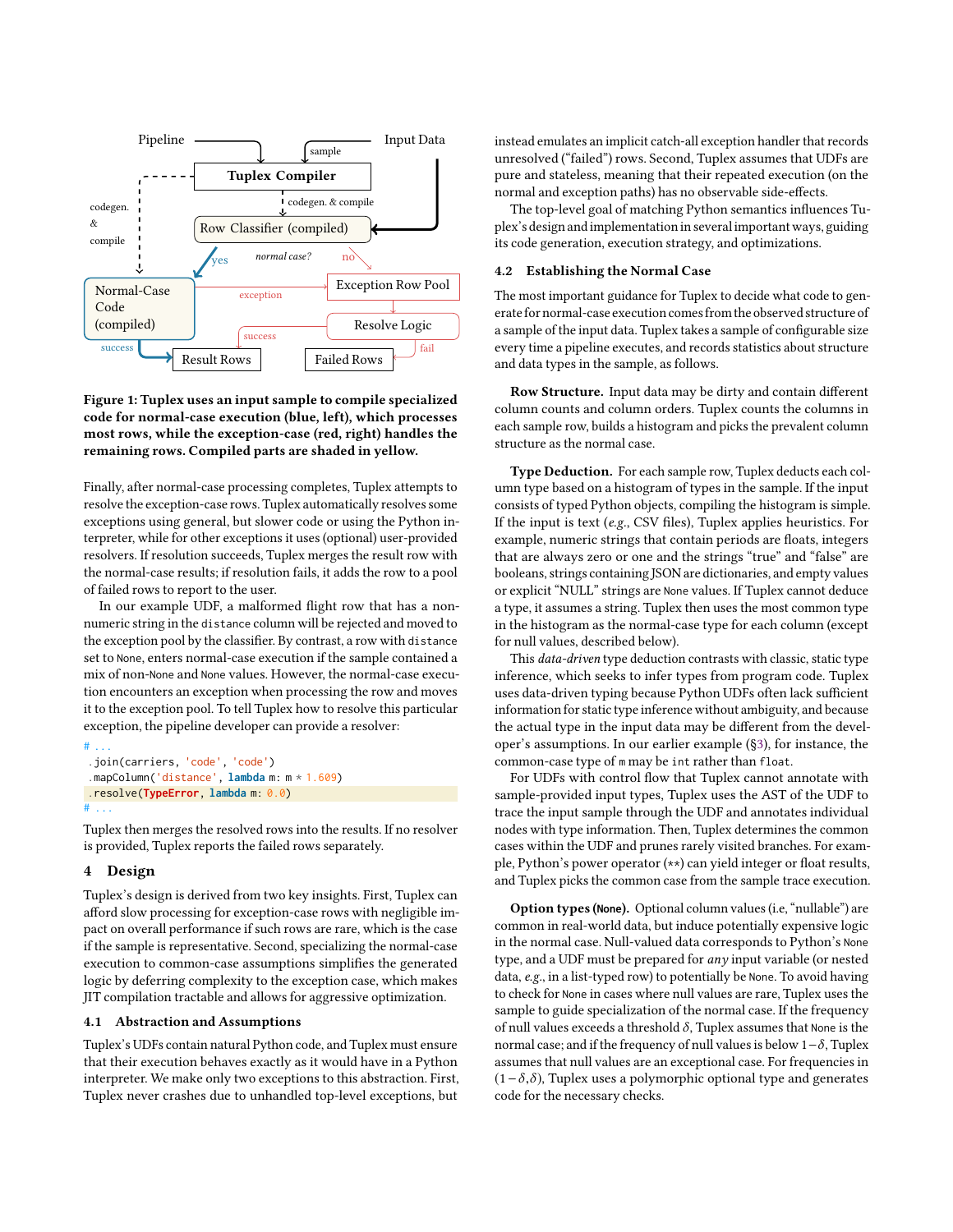**Figure 1: Tuplex uses an input sample to compile specialized code for normal-case execution (blue, left), which processes most rows, while the exception-case (red, right) handles the remaining rows. Compiled parts are shaded in yellow.**

Finally, after normal-case processing completes, Tuplex attempts to resolve the exception-case rows. Tuplex automatically resolves some exceptions using general, but slower code or using the Python interpreter, while for other exceptions it uses (optional) user-provided resolvers. If resolution succeeds, Tuplex merges the result row with the normal-case results; if resolution fails, it adds the row to a pool of failed rows to report to the user.

In our example UDF, a malformed flight row that has a non-numeric string in the `distance` column will be rejected and moved to the exception pool by the classifier. By contrast, a row with `distance` set to `None`, enters normal-case execution if the sample contained a mix of non-`None` and `None` values. However, the normal-case execution encounters an exception when processing the row and moves it to the exception pool. To tell Tuplex how to resolve this particular exception, the pipeline developer can provide a resolver:

```
# ...
.join(carriers, 'code', 'code')
.mapColumn('distance', lambda m: m * 1.609)
.resolve(TypeError, lambda m: 0.0)
# ...
```

Tuplex then merges the resolved rows into the results. If no resolver is provided, Tuplex reports the failed rows separately.

## 4 Design

Tuplex's design is derived from two key insights. First, Tuplex can afford slow processing for exception-case rows with negligible impact on overall performance if such rows are rare, which is the case if the sample is representative. Second, specializing the normal-case execution to common-case assumptions simplifies the generated logic by deferring complexity to the exception case, which makes JIT compilation tractable and allows for aggressive optimization.

### 4.1 Abstraction and Assumptions

Tuplex's UDFs contain natural Python code, and Tuplex must ensure that their execution behaves exactly as it would have in a Python interpreter. We make only two exceptions to this abstraction. First, Tuplex never crashes due to unhandled top-level exceptions, but instead emulates an implicit catch-all exception handler that records unresolved ("failed") rows. Second, Tuplex assumes that UDFs are pure and stateless, meaning that their repeated execution (on the normal and exception paths) has no observable side-effects.

The top-level goal of matching Python semantics influences Tuplex's design and implementation in several important ways, guiding its code generation, execution strategy, and optimizations.

### 4.2 Establishing the Normal Case

The most important guidance for Tuplex to decide what code to generate for normal-case execution comes from the observed structure of a sample of the input data. Tuplex takes a sample of configurable size every time a pipeline executes, and records statistics about structure and data types in the sample, as follows.

**Row Structure.** Input data may be dirty and contain different column counts and column orders. Tuplex counts the columns in each sample row, builds a histogram and picks the prevalent column structure as the normal case.

**Type Deduction.** For each sample row, Tuplex deducts each column type based on a histogram of types in the sample. If the input consists of typed Python objects, compiling the histogram is simple. If the input is text (*e.g.*, CSV files), Tuplex applies heuristics. For example, numeric strings that contain periods are floats, integers that are always zero or one and the strings "true" and "false" are booleans, strings containing JSON are dictionaries, and empty values or explicit "NULL" strings are `None` values. If Tuplex cannot deduce a type, it assumes a string. Tuplex then uses the most common type in the histogram as the normal-case type for each column (except for null values, described below).

This *data-driven* type deduction contrasts with classic, static type inference, which seeks to infer types from program code. Tuplex uses data-driven typing because Python UDFs often lack sufficient information for static type inference without ambiguity, and because the actual type in the input data may be different from the developer's assumptions. In our earlier example (§3), for instance, the common-case type of `m` may be `int` rather than `float`.

For UDFs with control flow that Tuplex cannot annotate with sample-provided input types, Tuplex uses the AST of the UDF to trace the input sample through the UDF and annotates individual nodes with type information. Then, Tuplex determines the common cases within the UDF and prunes rarely visited branches. For example, Python's power operator (`**`) can yield integer or float results, and Tuplex picks the common case from the sample trace execution.

**Option types (`None`).** Optional column values (i.e, "nullable") are common in real-world data, but induce potentially expensive logic in the normal case. Null-valued data corresponds to Python's `None` type, and a UDF must be prepared for *any* input variable (or nested data, *e.g.*, in a list-typed row) to potentially be `None`. To avoid having to check for `None` in cases where null values are rare, Tuplex uses the sample to guide specialization of the normal case. If the frequency of null values exceeds a threshold $\delta$, Tuplex assumes that `None` is the normal case; and if the frequency of null values is below $1-\delta$, Tuplex assumes that null values are an exceptional case. For frequencies in $(1-\delta, \delta)$, Tuplex uses a polymorphic optional type and generates code for the necessary checks.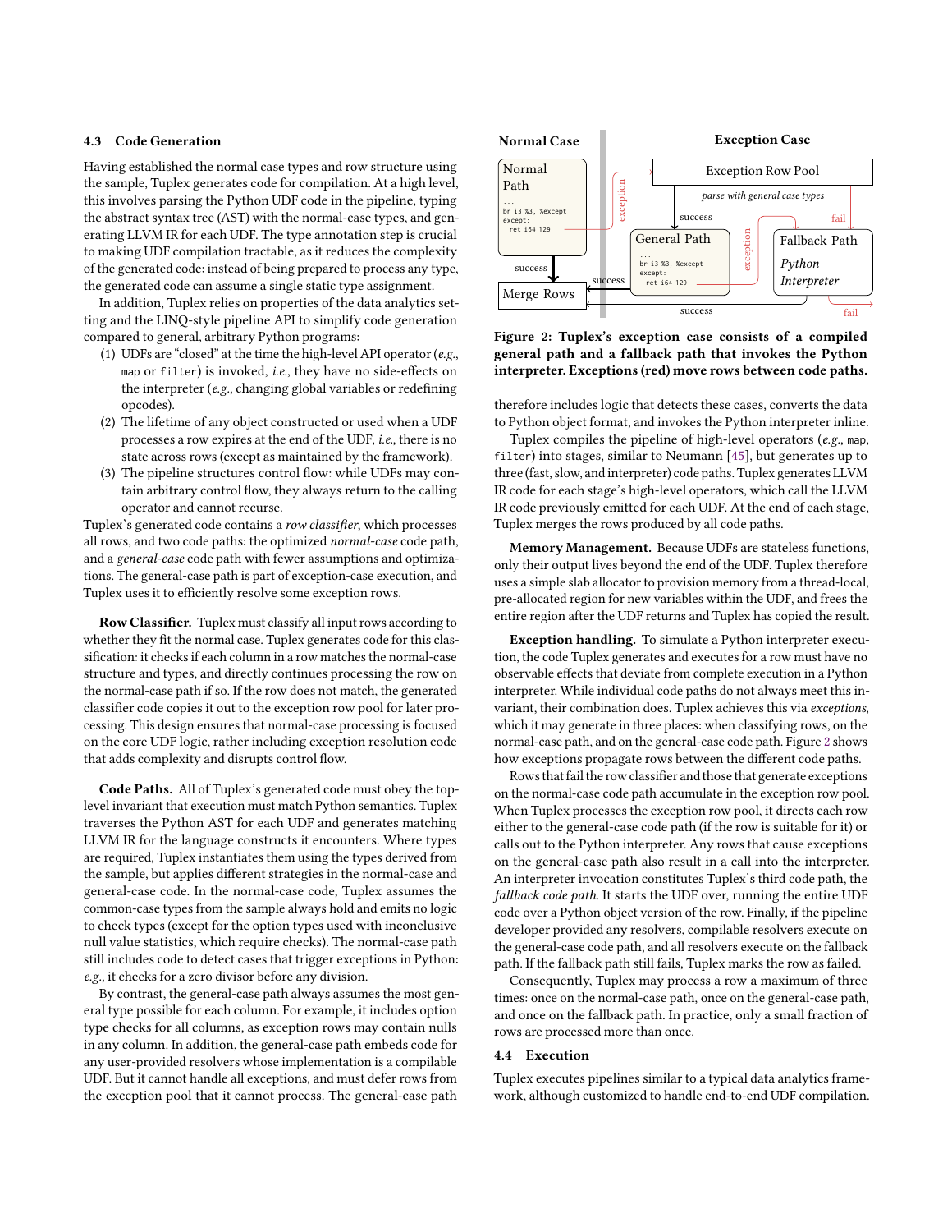### 4.3 Code Generation

Having established the normal case types and row structure using the sample, Tuplex generates code for compilation. At a high level, this involves parsing the Python UDF code in the pipeline, typing the abstract syntax tree (AST) with the normal-case types, and generating LLVM IR for each UDF. The type annotation step is crucial to making UDF compilation tractable, as it reduces the complexity of the generated code: instead of being prepared to process any type, the generated code can assume a single static type assignment.

In addition, Tuplex relies on properties of the data analytics setting and the LINQ-style pipeline API to simplify code generation compared to general, arbitrary Python programs:

1. UDFs are "closed" at the time the high-level API operator (*e.g.*, `map` or `filter`) is invoked, *i.e.*, they have no side-effects on the interpreter (*e.g.*, changing global variables or redefining opcodes).
2. The lifetime of any object constructed or used when a UDF processes a row expires at the end of the UDF, *i.e.*, there is no state across rows (except as maintained by the framework).
3. The pipeline structures control flow: while UDFs may contain arbitrary control flow, they always return to the calling operator and cannot recurse.

Tuplex's generated code contains a *row classifier*, which processes all rows, and two code paths: the optimized *normal-case* code path, and a *general-case* code path with fewer assumptions and optimizations. The general-case path is part of exception-case execution, and Tuplex uses it to efficiently resolve some exception rows.

**Row Classifier.** Tuplex must classify all input rows according to whether they fit the normal case. Tuplex generates code for this classification: it checks if each column in a row matches the normal-case structure and types, and directly continues processing the row on the normal-case path if so. If the row does not match, the generated classifier code copies it out to the exception row pool for later processing. This design ensures that normal-case processing is focused on the core UDF logic, rather including exception resolution code that adds complexity and disrupts control flow.

**Code Paths.** All of Tuplex's generated code must obey the top-level invariant that execution must match Python semantics. Tuplex traverses the Python AST for each UDF and generates matching LLVM IR for the language constructs it encounters. Where types are required, Tuplex instantiates them using the types derived from the sample, but applies different strategies in the normal-case and general-case code. In the normal-case code, Tuplex assumes the common-case types from the sample always hold and emits no logic to check types (except for the option types used with inconclusive null value statistics, which require checks). The normal-case path still includes code to detect cases that trigger exceptions in Python: *e.g.*, it checks for a zero divisor before any division.

By contrast, the general-case path always assumes the most general type possible for each column. For example, it includes option type checks for all columns, as exception rows may contain nulls in any column. In addition, the general-case path embeds code for any user-provided resolvers whose implementation is a compilable UDF. But it cannot handle all exceptions, and must defer rows from the exception pool that it cannot process. The general-case path therefore includes logic that detects these cases, converts the data to Python object format, and invokes the Python interpreter inline.

Figure 2: Tuplex's exception case consists of a compiled general path and a fallback path that invokes the Python interpreter. Exceptions (red) move rows between code paths.

Tuplex compiles the pipeline of high-level operators (*e.g.*, `map`, `filter`) into stages, similar to Neumann [45], but generates up to three (fast, slow, and interpreter) code paths. Tuplex generates LLVM IR code for each stage's high-level operators, which call the LLVM IR code previously emitted for each UDF. At the end of each stage, Tuplex merges the rows produced by all code paths.

**Memory Management.** Because UDFs are stateless functions, only their output lives beyond the end of the UDF. Tuplex therefore uses a simple slab allocator to provision memory from a thread-local, pre-allocated region for new variables within the UDF, and frees the entire region after the UDF returns and Tuplex has copied the result.

**Exception handling.** To simulate a Python interpreter execution, the code Tuplex generates and executes for a row must have no observable effects that deviate from complete execution in a Python interpreter. While individual code paths do not always meet this invariant, their combination does. Tuplex achieves this via *exceptions*, which it may generate in three places: when classifying rows, on the normal-case path, and on the general-case code path. Figure 2 shows how exceptions propagate rows between the different code paths.

Rows that fail the row classifier and those that generate exceptions on the normal-case code path accumulate in the exception row pool. When Tuplex processes the exception row pool, it directs each row either to the general-case code path (if the row is suitable for it) or calls out to the Python interpreter. Any rows that cause exceptions on the general-case path also result in a call into the interpreter. An interpreter invocation constitutes Tuplex's third code path, the *fallback code path*. It starts the UDF over, running the entire UDF code over a Python object version of the row. Finally, if the pipeline developer provided any resolvers, compilable resolvers execute on the general-case code path, and all resolvers execute on the fallback path. If the fallback path still fails, Tuplex marks the row as failed.

Consequently, Tuplex may process a row a maximum of three times: once on the normal-case path, once on the general-case path, and once on the fallback path. In practice, only a small fraction of rows are processed more than once.

### 4.4 Execution

Tuplex executes pipelines similar to a typical data analytics framework, although customized to handle end-to-end UDF compilation.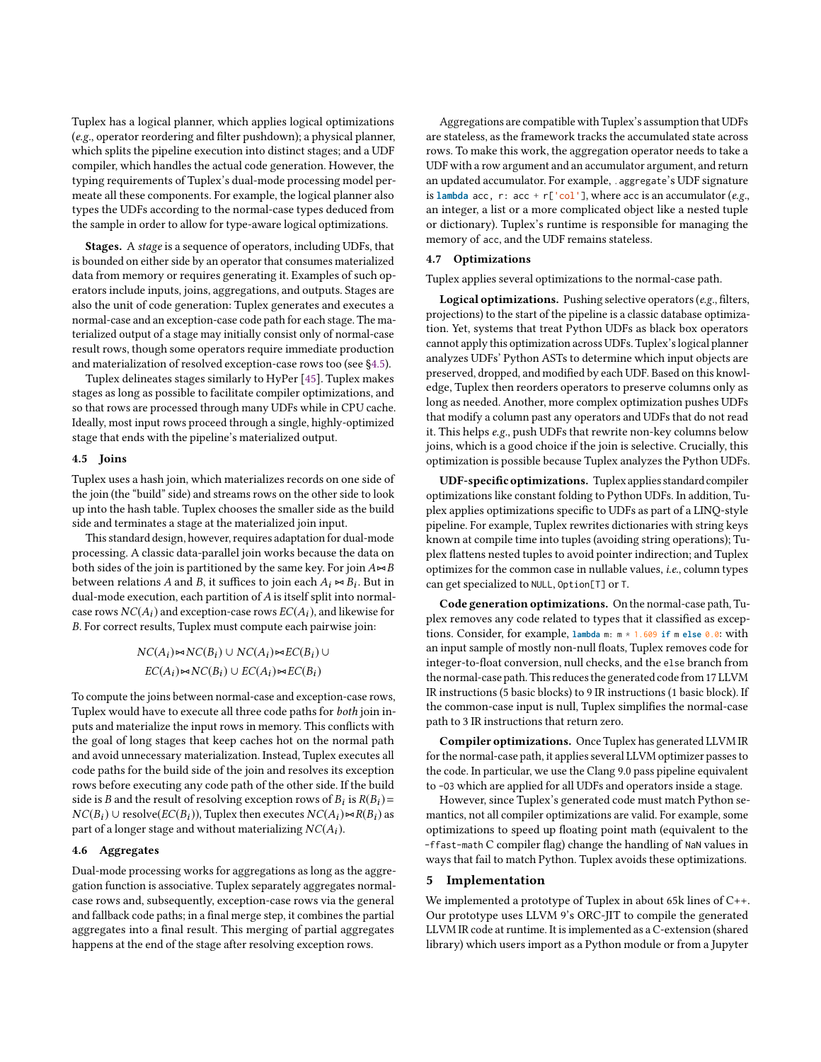Tuplex has a logical planner, which applies logical optimizations (*e.g.*, operator reordering and filter pushdown); a physical planner, which splits the pipeline execution into distinct stages; and a UDF compiler, which handles the actual code generation. However, the typing requirements of Tuplex's dual-mode processing model permeate all these components. For example, the logical planner also types the UDFs according to the normal-case types deduced from the sample in order to allow for type-aware logical optimizations.

**Stages.** A *stage* is a sequence of operators, including UDFs, that is bounded on either side by an operator that consumes materialized data from memory or requires generating it. Examples of such operators include inputs, joins, aggregations, and outputs. Stages are also the unit of code generation: Tuplex generates and executes a normal-case and an exception-case code path for each stage. The materialized output of a stage may initially consist only of normal-case result rows, though some operators require immediate production and materialization of resolved exception-case rows too (see §4.5).

Tuplex delineates stages similarly to HyPer [45]. Tuplex makes stages as long as possible to facilitate compiler optimizations, and so that rows are processed through many UDFs while in CPU cache. Ideally, most input rows proceed through a single, highly-optimized stage that ends with the pipeline's materialized output.

### 4.5 Joins

Tuplex uses a hash join, which materializes records on one side of the join (the "build" side) and streams rows on the other side to look up into the hash table. Tuplex chooses the smaller side as the build side and terminates a stage at the materialized join input.

This standard design, however, requires adaptation for dual-mode processing. A classic data-parallel join works because the data on both sides of the join is partitioned by the same key. For join $A \bowtie B$ between relations $A$ and $B$, it suffices to join each $A_i \bowtie B_i$. But in dual-mode execution, each partition of $A$ is itself split into normal-case rows $NC(A_i)$ and exception-case rows $EC(A_i)$, and likewise for $B$. For correct results, Tuplex must compute each pairwise join:

$$NC(A_i) \bowtie NC(B_i) \cup NC(A_i) \bowtie EC(B_i) \cup$$
$$EC(A_i) \bowtie NC(B_i) \cup EC(A_i) \bowtie EC(B_i)$$

To compute the joins between normal-case and exception-case rows, Tuplex would have to execute all three code paths for *both* join inputs and materialize the input rows in memory. This conflicts with the goal of long stages that keep caches hot on the normal path and avoid unnecessary materialization. Instead, Tuplex executes all code paths for the build side of the join and resolves its exception rows before executing any code path of the other side. If the build side is $B$ and the result of resolving exception rows of $B_i$ is $R(B_i) = NC(B_i) \cup \text{resolve}(EC(B_i))$, Tuplex then executes $NC(A_i) \bowtie R(B_i)$ as part of a longer stage and without materializing $NC(A_i)$.

### 4.6 Aggregates

Dual-mode processing works for aggregations as long as the aggregation function is associative. Tuplex separately aggregates normal-case rows and, subsequently, exception-case rows via the general and fallback code paths; in a final merge step, it combines the partial aggregates into a final result. This merging of partial aggregates happens at the end of the stage after resolving exception rows.

Aggregations are compatible with Tuplex's assumption that UDFs are stateless, as the framework tracks the accumulated state across rows. To make this work, the aggregation operator needs to take a UDF with a row argument and an accumulator argument, and return an updated accumulator. For example, `.aggregate`'s UDF signature is `lambda acc, r: acc + r['col']`, where `acc` is an accumulator (*e.g.*, an integer, a list or a more complicated object like a nested tuple or dictionary). Tuplex's runtime is responsible for managing the memory of `acc`, and the UDF remains stateless.

### 4.7 Optimizations

Tuplex applies several optimizations to the normal-case path.

**Logical optimizations.** Pushing selective operators (*e.g.*, filters, projections) to the start of the pipeline is a classic database optimization. Yet, systems that treat Python UDFs as black box operators cannot apply this optimization across UDFs. Tuplex's logical planner analyzes UDFs' Python ASTs to determine which input objects are preserved, dropped, and modified by each UDF. Based on this knowledge, Tuplex then reorders operators to preserve columns only as long as needed. Another, more complex optimization pushes UDFs that modify a column past any operators and UDFs that do not read it. This helps *e.g.*, push UDFs that rewrite non-key columns below joins, which is a good choice if the join is selective. Crucially, this optimization is possible because Tuplex analyzes the Python UDFs.

**UDF-specific optimizations.** Tuplex applies standard compiler optimizations like constant folding to Python UDFs. In addition, Tuplex applies optimizations specific to UDFs as part of a LINQ-style pipeline. For example, Tuplex rewrites dictionaries with string keys known at compile time into tuples (avoiding string operations); Tuplex flattens nested tuples to avoid pointer indirection; and Tuplex optimizes for the common case in nullable values, *i.e.*, column types can get specialized to `NULL`, `Option[T]` or `T`.

**Code generation optimizations.** On the normal-case path, Tuplex removes any code related to types that it classified as exceptions. Consider, for example, `lambda m: m * 1.609 if m else 0.0`: with an input sample of mostly non-null floats, Tuplex removes code for integer-to-float conversion, null checks, and the `else` branch from the normal-case path. This reduces the generated code from 17 LLVM IR instructions (5 basic blocks) to 9 IR instructions (1 basic block). If the common-case input is null, Tuplex simplifies the normal-case path to 3 IR instructions that return zero.

**Compiler optimizations.** Once Tuplex has generated LLVM IR for the normal-case path, it applies several LLVM optimizer passes to the code. In particular, we use the Clang 9.0 pass pipeline equivalent to `-O3` which are applied for all UDFs and operators inside a stage.

However, since Tuplex's generated code must match Python semantics, not all compiler optimizations are valid. For example, some optimizations to speed up floating point math (equivalent to the `-ffast-math` C compiler flag) change the handling of `NaN` values in ways that fail to match Python. Tuplex avoids these optimizations.

## 5 Implementation

We implemented a prototype of Tuplex in about 65k lines of C++. Our prototype uses LLVM 9's ORC-JIT to compile the generated LLVM IR code at runtime. It is implemented as a C-extension (shared library) which users import as a Python module or from a Jupyter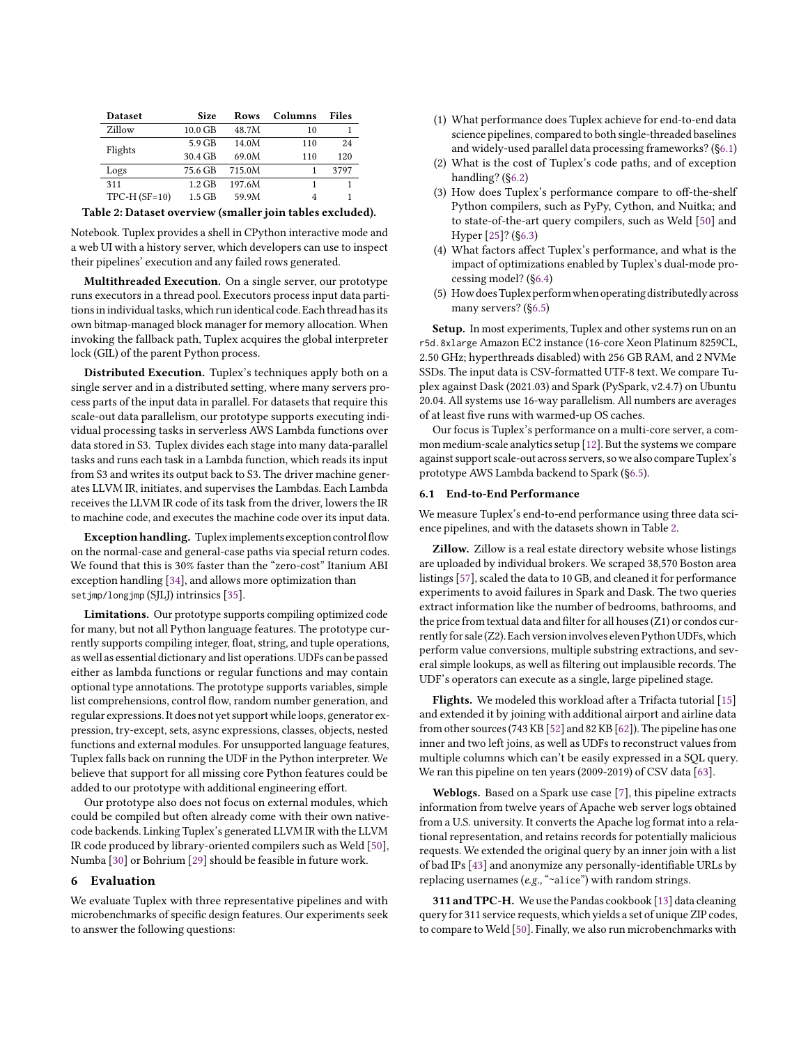| Dataset | Size | Rows | Columns | Files |
|---|---|---|---|---|
| Zillow | 10.0 GB | 48.7M | 10 | 1 |
| Flights | 5.9 GB | 14.0M | 110 | 24 |
| | 30.4 GB | 69.0M | 110 | 120 |
| Logs | 75.6 GB | 715.0M | 1 | 3797 |
| 311 | 1.2 GB | 197.6M | 1 | 1 |
| TPC-H (SF=10) | 1.5 GB | 59.9M | 4 | 1 |

**Table 2: Dataset overview (smaller join tables excluded).**

Notebook. Tuplex provides a shell in CPython interactive mode and a web UI with a history server, which developers can use to inspect their pipelines' execution and any failed rows generated.

**Multithreaded Execution.** On a single server, our prototype runs executors in a thread pool. Executors process input data partitions in individual tasks, which run identical code. Each thread has its own bitmap-managed block manager for memory allocation. When invoking the fallback path, Tuplex acquires the global interpreter lock (GIL) of the parent Python process.

**Distributed Execution.** Tuplex's techniques apply both on a single server and in a distributed setting, where many servers process parts of the input data in parallel. For datasets that require this scale-out data parallelism, our prototype supports executing individual processing tasks in serverless AWS Lambda functions over data stored in S3. Tuplex divides each stage into many data-parallel tasks and runs each task in a Lambda function, which reads its input from S3 and writes its output back to S3. The driver machine generates LLVM IR, initiates, and supervises the Lambdas. Each Lambda receives the LLVM IR code of its task from the driver, lowers the IR to machine code, and executes the machine code over its input data.

**Exception handling.** Tuplex implements exception control flow on the normal-case and general-case paths via special return codes. We found that this is 30% faster than the "zero-cost" Itanium ABI exception handling [34], and allows more optimization than `setjmp/longjmp` (SJLJ) intrinsics [35].

**Limitations.** Our prototype supports compiling optimized code for many, but not all Python language features. The prototype currently supports compiling integer, float, string, and tuple operations, as well as essential dictionary and list operations. UDFs can be passed either as lambda functions or regular functions and may contain optional type annotations. The prototype supports variables, simple list comprehensions, control flow, random number generation, and regular expressions. It does not yet support while loops, generator expression, try-except, sets, async expressions, classes, objects, nested functions and external modules. For unsupported language features, Tuplex falls back on running the UDF in the Python interpreter. We believe that support for all missing core Python features could be added to our prototype with additional engineering effort.

Our prototype also does not focus on external modules, which could be compiled but often already come with their own native-code backends. Linking Tuplex's generated LLVM IR with the LLVM IR code produced by library-oriented compilers such as Weld [50], Numba [30] or Bohrium [29] should be feasible in future work.

## 6 Evaluation

We evaluate Tuplex with three representative pipelines and with microbenchmarks of specific design features. Our experiments seek to answer the following questions:

1. What performance does Tuplex achieve for end-to-end data science pipelines, compared to both single-threaded baselines and widely-used parallel data processing frameworks? (§6.1)
2. What is the cost of Tuplex's code paths, and of exception handling? (§6.2)
3. How does Tuplex's performance compare to off-the-shelf Python compilers, such as PyPy, Cython, and Nuitka; and to state-of-the-art query compilers, such as Weld [50] and Hyper [25]? (§6.3)
4. What factors affect Tuplex's performance, and what is the impact of optimizations enabled by Tuplex's dual-mode processing model? (§6.4)
5. How does Tuplex perform when operating distributedly across many servers? (§6.5)

**Setup.** In most experiments, Tuplex and other systems run on an `r5d.8xlarge` Amazon EC2 instance (16-core Xeon Platinum 8259CL, 2.50 GHz; hyperthreads disabled) with 256 GB RAM, and 2 NVMe SSDs. The input data is CSV-formatted UTF-8 text. We compare Tuplex against Dask (2021.03) and Spark (PySpark, v2.4.7) on Ubuntu 20.04. All systems use 16-way parallelism. All numbers are averages of at least five runs with warmed-up OS caches.

Our focus is Tuplex's performance on a multi-core server, a common medium-scale analytics setup [12]. But the systems we compare against support scale-out across servers, so we also compare Tuplex's prototype AWS Lambda backend to Spark (§6.5).

### 6.1 End-to-End Performance

We measure Tuplex's end-to-end performance using three data science pipelines, and with the datasets shown in Table 2.

**Zillow.** Zillow is a real estate directory website whose listings are uploaded by individual brokers. We scraped 38,570 Boston area listings [57], scaled the data to 10 GB, and cleaned it for performance experiments to avoid failures in Spark and Dask. The two queries extract information like the number of bedrooms, bathrooms, and the price from textual data and filter for all houses (Z1) or condos currently for sale (Z2). Each version involves eleven Python UDFs, which perform value conversions, multiple substring extractions, and several simple lookups, as well as filtering out implausible records. The UDF's operators can execute as a single, large pipelined stage.

**Flights.** We modeled this workload after a Trifacta tutorial [15] and extended it by joining with additional airport and airline data from other sources (743 KB [52] and 82 KB [62]). The pipeline has one inner and two left joins, as well as UDFs to reconstruct values from multiple columns which can't be easily expressed in a SQL query. We ran this pipeline on ten years (2009-2019) of CSV data [63].

**Weblogs.** Based on a Spark use case [7], this pipeline extracts information from twelve years of Apache web server logs obtained from a U.S. university. It converts the Apache log format into a relational representation, and retains records for potentially malicious requests. We extended the original query by an inner join with a list of bad IPs [43] and anonymize any personally-identifiable URLs by replacing usernames (*e.g.*, "`~alice`") with random strings.

**311 and TPC-H.** We use the Pandas cookbook [13] data cleaning query for 311 service requests, which yields a set of unique ZIP codes, to compare to Weld [50]. Finally, we also run microbenchmarks with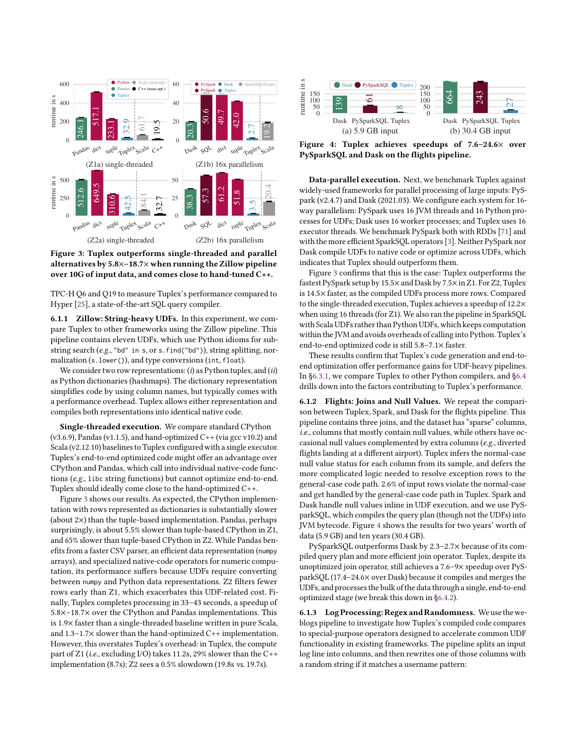Figure 3: Tuplex outperforms single-threaded and parallel alternatives by 5.8×–18.7× when running the Zillow pipeline over 10G of input data, and comes close to hand-tuned C++.

TPC-H Q6 and Q19 to measure Tuplex's performance compared to Hyper [25], a state-of-the-art SQL query compiler.

### 6.1.1 Zillow: String-heavy UDFs.

In this experiment, we compare Tuplex to other frameworks using the Zillow pipeline. This pipeline contains eleven UDFs, which use Python idioms for substring search (*e.g.*, `"bd" in s`, or `s.find("bd")`), string splitting, normalization (`s.lower()`), and type conversions (`int`, `float`).

We consider two row representations: (*i*) as Python tuples, and (*ii*) as Python dictionaries (hashmaps). The dictionary representation simplifies code by using column names, but typically comes with a performance overhead. Tuplex allows either representation and compiles both representations into identical native code.

**Single-threaded execution.** We compare standard CPython (v3.6.9), Pandas (v1.1.5), and hand-optimized C++ (via gcc v10.2) and Scala (v2.12.10) baselines to Tuplex configured with a single executor. Tuplex's end-to-end optimized code might offer an advantage over CPython and Pandas, which call into individual native-code functions (*e.g.*, `libc` string functions) but cannot optimize end-to-end. Tuplex should ideally come close to the hand-optimized C++.

Figure 3 shows our results. As expected, the CPython implementation with rows represented as dictionaries is substantially slower (about 2×) than the tuple-based implementation. Pandas, perhaps surprisingly, is about 5.5% slower than tuple-based CPython in Z1, and 65% slower than tuple-based CPython in Z2. While Pandas benefits from a faster CSV parser, an efficient data representation (`numpy` arrays), and specialized native-code operators for numeric computation, its performance suffers because UDFs require converting between `numpy` and Python data representations. Z2 filters fewer rows early than Z1, which exacerbates this UDF-related cost. Finally, Tuplex completes processing in 33–43 seconds, a speedup of 5.8×–18.7× over the CPython and Pandas implementations. This is 1.9× faster than a single-threaded baseline written in pure Scala, and 1.3–1.7× slower than the hand-optimized C++ implementation. However, this overstates Tuplex's overhead: in Tuplex, the compute part of Z1 (*i.e.*, excluding I/O) takes 11.2s, 29% slower than the C++ implementation (8.7s); Z2 sees a 0.5% slowdown (19.8s *vs.* 19.7s).

Figure 4: Tuplex achieves speedups of 7.6–24.6× over PySparkSQL and Dask on the flights pipeline.

**Data-parallel execution.** Next, we benchmark Tuplex against widely-used frameworks for parallel processing of large inputs: PySpark (v2.4.7) and Dask (2021.03). We configure each system for 16-way parallelism: PySpark uses 16 JVM threads and 16 Python processes for UDFs; Dask uses 16 worker processes; and Tuplex uses 16 executor threads. We benchmark PySpark both with RDDs [71] and with the more efficient SparkSQL operators [3]. Neither PySpark nor Dask compile UDFs to native code or optimize across UDFs, which indicates that Tuplex should outperform them.

Figure 3 confirms that this is the case: Tuplex outperforms the fastest PySpark setup by 15.5× and Dask by 7.5× in Z1. For Z2, Tuplex is 14.5× faster, as the compiled UDFs process more rows. Compared to the single-threaded execution, Tuplex achieves a speedup of 12.2× when using 16 threads (for Z1). We also ran the pipeline in SparkSQL with Scala UDFs rather than Python UDFs, which keeps computation within the JVM and avoids overheads of calling into Python. Tuplex's end-to-end optimized code is still 5.8–7.1× faster.

These results confirm that Tuplex's code generation and end-to-end optimization offer performance gains for UDF-heavy pipelines. In §6.3.1, we compare Tuplex to other Python compilers, and §6.4 drills down into the factors contributing to Tuplex's performance.

### 6.1.2 Flights: Joins and Null Values.

We repeat the comparison between Tuplex, Spark, and Dask for the flights pipeline. This pipeline contains three joins, and the dataset has "sparse" columns, *i.e.*, columns that mostly contain null values, while others have occasional null values complemented by extra columns (*e.g.*, diverted flights landing at a different airport). Tuplex infers the normal-case null value status for each column from its sample, and defers the more complicated logic needed to resolve exception rows to the general-case code path. 2.6% of input rows violate the normal-case and get handled by the general-case code path in Tuplex. Spark and Dask handle null values inline in UDF execution, and we use PySparkSQL, which compiles the query plan (though not the UDFs) into JVM bytecode. Figure 4 shows the results for two years' worth of data (5.9 GB) and ten years (30.4 GB).

PySparkSQL outperforms Dask by 2.3–2.7× because of its compiled query plan and more efficient join operator. Tuplex, despite its unoptimized join operator, still achieves a 7.6–9× speedup over PySparkSQL (17.4–24.6× over Dask) because it compiles and merges the UDFs, and processes the bulk of the data through a single, end-to-end optimized stage (we break this down in §6.4.2).

### 6.1.3 Log Processing: Regex and Randomness.

We use the weblogs pipeline to investigate how Tuplex's compiled code compares to special-purpose operators designed to accelerate common UDF functionality in existing frameworks. The pipeline splits an input log line into columns, and then rewrites one of those columns with a random string if it matches a username pattern: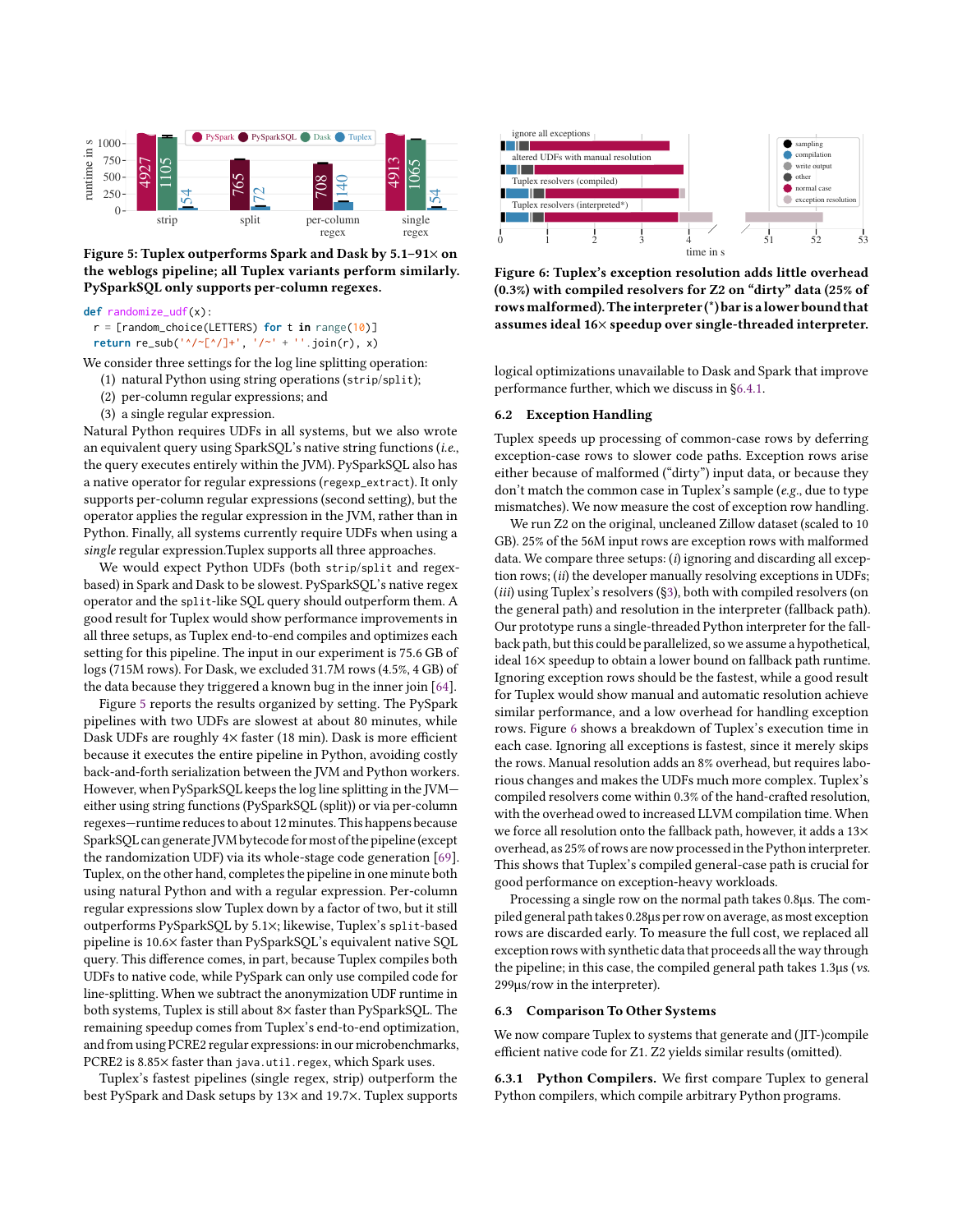Figure 5: Tuplex outperforms Spark and Dask by 5.1–91× on the weblogs pipeline; all Tuplex variants perform similarly. PySparkSQL only supports per-column regexes.

```python
def randomize_udf(x):
  r = [random_choice(LETTERS) for t in range(10)]
  return re_sub('^/~[^/]+', '/~' + ''.join(r), x)
```

We consider three settings for the log line splitting operation:

(1) natural Python using string operations (strip/split);
(2) per-column regular expressions; and
(3) a single regular expression.

Natural Python requires UDFs in all systems, but we also wrote an equivalent query using SparkSQL's native string functions (*i.e.*, the query executes entirely within the JVM). PySparkSQL also has a native operator for regular expressions (regexp_extract). It only supports per-column regular expressions (second setting), but the operator applies the regular expression in the JVM, rather than in Python. Finally, all systems currently require UDFs when using a *single* regular expression.Tuplex supports all three approaches.

We would expect Python UDFs (both strip/split and regex-based) in Spark and Dask to be slowest. PySparkSQL's native regex operator and the split-like SQL query should outperform them. A good result for Tuplex would show performance improvements in all three setups, as Tuplex end-to-end compiles and optimizes each setting for this pipeline. The input in our experiment is 75.6 GB of logs (715M rows). For Dask, we excluded 31.7M rows (4.5%, 4 GB) of the data because they triggered a known bug in the inner join [64].

Figure 5 reports the results organized by setting. The PySpark pipelines with two UDFs are slowest at about 80 minutes, while Dask UDFs are roughly 4× faster (18 min). Dask is more efficient because it executes the entire pipeline in Python, avoiding costly back-and-forth serialization between the JVM and Python workers. However, when PySparkSQL keeps the log line splitting in the JVM—either using string functions (PySparkSQL (split)) or via per-column regexes—runtime reduces to about 12 minutes. This happens because SparkSQL can generate JVM bytecode for most of the pipeline (except the randomization UDF) via its whole-stage code generation [69]. Tuplex, on the other hand, completes the pipeline in one minute both using natural Python and with a regular expression. Per-column regular expressions slow Tuplex down by a factor of two, but it still outperforms PySparkSQL by 5.1×; likewise, Tuplex's split-based pipeline is 10.6× faster than PySparkSQL's equivalent native SQL query. This difference comes, in part, because Tuplex compiles both UDFs to native code, while PySpark can only use compiled code for line-splitting. When we subtract the anonymization UDF runtime in both systems, Tuplex is still about 8× faster than PySparkSQL. The remaining speedup comes from Tuplex's end-to-end optimization, and from using PCRE2 regular expressions: in our microbenchmarks, PCRE2 is 8.85× faster than java.util.regex, which Spark uses.

Tuplex's fastest pipelines (single regex, strip) outperform the best PySpark and Dask setups by 13× and 19.7×. Tuplex supports logical optimizations unavailable to Dask and Spark that improve performance further, which we discuss in §6.4.1.

Figure 6: Tuplex's exception resolution adds little overhead (0.3%) with compiled resolvers for Z2 on "dirty" data (25% of rows malformed). The interpreter (*) bar is a lower bound that assumes ideal 16× speedup over single-threaded interpreter.

### 6.2 Exception Handling

Tuplex speeds up processing of common-case rows by deferring exception-case rows to slower code paths. Exception rows arise either because of malformed ("dirty") input data, or because they don't match the common case in Tuplex's sample (*e.g.*, due to type mismatches). We now measure the cost of exception row handling.

We run Z2 on the original, uncleaned Zillow dataset (scaled to 10 GB). 25% of the 56M input rows are exception rows with malformed data. We compare three setups: (*i*) ignoring and discarding all exception rows; (*ii*) the developer manually resolving exceptions in UDFs; (*iii*) using Tuplex's resolvers (§3), both with compiled resolvers (on the general path) and resolution in the interpreter (fallback path). Our prototype runs a single-threaded Python interpreter for the fallback path, but this could be parallelized, so we assume a hypothetical, ideal 16× speedup to obtain a lower bound on fallback path runtime. Ignoring exception rows should be the fastest, while a good result for Tuplex would show manual and automatic resolution achieve similar performance, and a low overhead for handling exception rows. Figure 6 shows a breakdown of Tuplex's execution time in each case. Ignoring all exceptions is fastest, since it merely skips the rows. Manual resolution adds an 8% overhead, but requires laborious changes and makes the UDFs much more complex. Tuplex's compiled resolvers come within 0.3% of the hand-crafted resolution, with the overhead owed to increased LLVM compilation time. When we force all resolution onto the fallback path, however, it adds a 13× overhead, as 25% of rows are now processed in the Python interpreter. This shows that Tuplex's compiled general-case path is crucial for good performance on exception-heavy workloads.

Processing a single row on the normal path takes 0.8µs. The compiled general path takes 0.28µs per row on average, as most exception rows are discarded early. To measure the full cost, we replaced all exception rows with synthetic data that proceeds all the way through the pipeline; in this case, the compiled general path takes 1.3µs (*vs.* 299µs/row in the interpreter).

### 6.3 Comparison To Other Systems

We now compare Tuplex to systems that generate and (JIT-)compile efficient native code for Z1. Z2 yields similar results (omitted).

#### 6.3.1 Python Compilers.

We first compare Tuplex to general Python compilers, which compile arbitrary Python programs.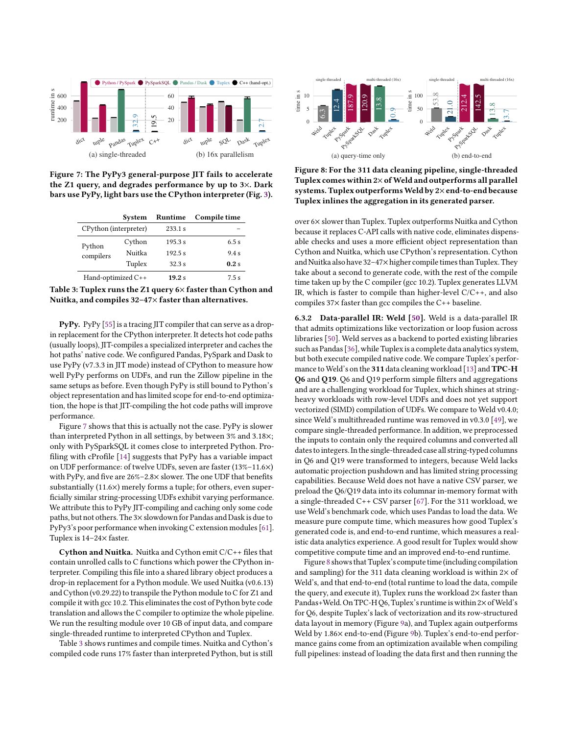Figure 7: The PyPy3 general-purpose JIT fails to accelerate the Z1 query, and degrades performance by up to 3×. Dark bars use PyPy, light bars use the CPython interpreter (Fig. 3).

| | System | Runtime | Compile time |
|---|---|---|---|
| CPython (interpreter) | | 233.1 s | – |
| Python compilers | Cython | 195.3 s | 6.5 s |
| | Nuitka | 192.5 s | 9.4 s |
| | Tuplex | 32.3 s | **0.2** s |
| Hand-optimized C++ | | **19.2** s | 7.5 s |

**Table 3: Tuplex runs the Z1 query 6× faster than Cython and Nuitka, and compiles 32–47× faster than alternatives.**

**PyPy.** PyPy [55] is a tracing JIT compiler that can serve as a drop-in replacement for the CPython interpreter. It detects hot code paths (usually loops), JIT-compiles a specialized interpreter and caches the hot paths' native code. We configured Pandas, PySpark and Dask to use PyPy (v7.3.3 in JIT mode) instead of CPython to measure how well PyPy performs on UDFs, and run the Zillow pipeline in the same setups as before. Even though PyPy is still bound to Python's object representation and has limited scope for end-to-end optimization, the hope is that JIT-compiling the hot code paths will improve performance.

Figure 7 shows that this is actually not the case. PyPy is slower than interpreted Python in all settings, by between 3% and 3.18×; only with PySparkSQL it comes close to interpreted Python. Profiling with cProfile [14] suggests that PyPy has a variable impact on UDF performance: of twelve UDFs, seven are faster (13%–11.6×) with PyPy, and five are 26%–2.8× slower. The one UDF that benefits substantially (11.6×) merely forms a tuple; for others, even superficially similar string-processing UDFs exhibit varying performance. We attribute this to PyPy JIT-compiling and caching only some code paths, but not others. The 3× slowdown for Pandas and Dask is due to PyPy3's poor performance when invoking C extension modules [61]. Tuplex is 14–24× faster.

**Cython and Nuitka.** Nuitka and Cython emit C/C++ files that contain unrolled calls to C functions which power the CPython interpreter. Compiling this file into a shared library object produces a drop-in replacement for a Python module. We used Nuitka (v0.6.13) and Cython (v0.29.22) to transpile the Python module to C for Z1 and compile it with gcc 10.2. This eliminates the cost of Python byte code translation and allows the C compiler to optimize the whole pipeline. We run the resulting module over 10 GB of input data, and compare single-threaded runtime to interpreted CPython and Tuplex.

Table 3 shows runtimes and compile times. Nuitka and Cython's compiled code runs 17% faster than interpreted Python, but is still over 6× slower than Tuplex. Tuplex outperforms Nuitka and Cython because it replaces C-API calls with native code, eliminates dispensable checks and uses a more efficient object representation than Cython and Nuitka, which use CPython's representation. Cython and Nuitka also have 32–47× higher compile times than Tuplex. They take about a second to generate code, with the rest of the compile time taken up by the C compiler (gcc 10.2). Tuplex generates LLVM IR, which is faster to compile than higher-level C/C++, and also compiles 37× faster than gcc compiles the C++ baseline.

Figure 8: For the 311 data cleaning pipeline, single-threaded Tuplex comes within 2× of Weld and outperforms all parallel systems. Tuplex outperforms Weld by 2× end-to-end because Tuplex inlines the aggregation in its generated parser.

#### 6.3.2 Data-parallel IR: Weld [50].

Weld is a data-parallel IR that admits optimizations like vectorization or loop fusion across libraries [50]. Weld serves as a backend to ported existing libraries such as Pandas [36], while Tuplex is a complete data analytics system, but both execute compiled native code. We compare Tuplex's performance to Weld's on the **311** data cleaning workload [13] and **TPC-H Q6** and **Q19**. Q6 and Q19 perform simple filters and aggregations and are a challenging workload for Tuplex, which shines at string-heavy workloads with row-level UDFs and does not yet support vectorized (SIMD) compilation of UDFs. We compare to Weld v0.4.0; since Weld's multithreaded runtime was removed in v0.3.0 [49], we compare single-threaded performance. In addition, we preprocessed the inputs to contain only the required columns and converted all dates to integers. In the single-threaded case all string-typed columns in Q6 and Q19 were transformed to integers, because Weld lacks automatic projection pushdown and has limited string processing capabilities. Because Weld does not have a native CSV parser, we preload the Q6/Q19 data into its columnar in-memory format with a single-threaded C++ CSV parser [67]. For the 311 workload, we use Weld's benchmark code, which uses Pandas to load the data. We measure pure compute time, which measures how good Tuplex's generated code is, and end-to-end runtime, which measures a realistic data analytics experience. A good result for Tuplex would show competitive compute time and an improved end-to-end runtime.

Figure 8 shows that Tuplex's compute time (including compilation and sampling) for the 311 data cleaning workload is within 2× of Weld's, and that end-to-end (total runtime to load the data, compile the query, and execute it), Tuplex runs the workload 2× faster than Pandas+Weld. On TPC-H Q6, Tuplex's runtime is within 2× of Weld's for Q6, despite Tuplex's lack of vectorization and its row-structured data layout in memory (Figure 9a), and Tuplex again outperforms Weld by 1.86× end-to-end (Figure 9b). Tuplex's end-to-end performance gains come from an optimization available when compiling full pipelines: instead of loading the data first and then running the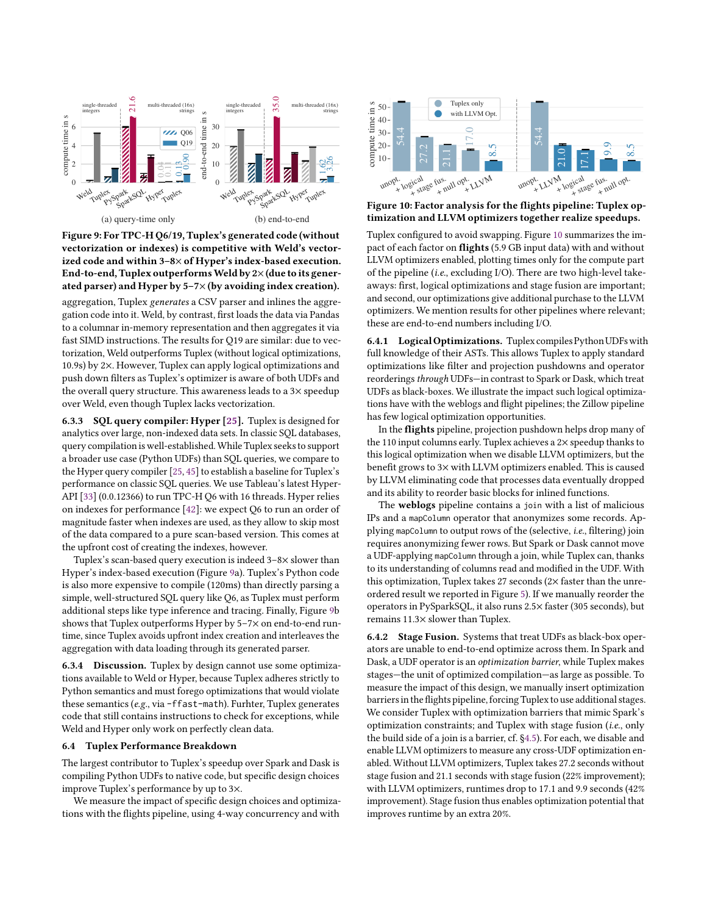Figure 9: For TPC-H Q6/19, Tuplex's generated code (without vectorization or indexes) is competitive with Weld's vectorized code and within 3–8× of Hyper's index-based execution. End-to-end, Tuplex outperforms Weld by 2× (due to its generated parser) and Hyper by 5–7× (by avoiding index creation).

aggregation, Tuplex *generates* a CSV parser and inlines the aggregation code into it. Weld, by contrast, first loads the data via Pandas to a columnar in-memory representation and then aggregates it via fast SIMD instructions. The results for Q19 are similar: due to vectorization, Weld outperforms Tuplex (without logical optimizations, 10.9s) by 2×. However, Tuplex can apply logical optimizations and push down filters as Tuplex's optimizer is aware of both UDFs and the overall query structure. This awareness leads to a 3× speedup over Weld, even though Tuplex lacks vectorization.

#### 6.3.3 SQL query compiler: Hyper [25].

Tuplex is designed for analytics over large, non-indexed data sets. In classic SQL databases, query compilation is well-established. While Tuplex seeks to support a broader use case (Python UDFs) than SQL queries, we compare to the Hyper query compiler [25, 45] to establish a baseline for Tuplex's performance on classic SQL queries. We use Tableau's latest Hyper-API [33] (0.0.12366) to run TPC-H Q6 with 16 threads. Hyper relies on indexes for performance [42]: we expect Q6 to run an order of magnitude faster when indexes are used, as they allow to skip most of the data compared to a pure scan-based version. This comes at the upfront cost of creating the indexes, however.

Tuplex's scan-based query execution is indeed 3–8× slower than Hyper's index-based execution (Figure 9a). Tuplex's Python code is also more expensive to compile (120ms) than directly parsing a simple, well-structured SQL query like Q6, as Tuplex must perform additional steps like type inference and tracing. Finally, Figure 9b shows that Tuplex outperforms Hyper by 5–7× on end-to-end runtime, since Tuplex avoids upfront index creation and interleaves the aggregation with data loading through its generated parser.

#### 6.3.4 Discussion.

Tuplex by design cannot use some optimizations available to Weld or Hyper, because Tuplex adheres strictly to Python semantics and must forego optimizations that would violate these semantics (*e.g.*, via `-ffast-math`). Furhter, Tuplex generates code that still contains instructions to check for exceptions, while Weld and Hyper only work on perfectly clean data.

### 6.4 Tuplex Performance Breakdown

The largest contributor to Tuplex's speedup over Spark and Dask is compiling Python UDFs to native code, but specific design choices improve Tuplex's performance by up to 3×.

We measure the impact of specific design choices and optimizations with the flights pipeline, using 4-way concurrency and with Tuplex configured to avoid swapping. Figure 10 summarizes the impact of each factor on **flights** (5.9 GB input data) with and without LLVM optimizers enabled, plotting times only for the compute part of the pipeline (*i.e.*, excluding I/O). There are two high-level takeaways: first, logical optimizations and stage fusion are important; and second, our optimizations give additional purchase to the LLVM optimizers. We mention results for other pipelines where relevant; these are end-to-end numbers including I/O.

Figure 10: Factor analysis for the flights pipeline: Tuplex optimization and LLVM optimizers together realize speedups.

#### 6.4.1 Logical Optimizations.

Tuplex compiles Python UDFs with full knowledge of their ASTs. This allows Tuplex to apply standard optimizations like filter and projection pushdowns and operator reorderings *through* UDFs—in contrast to Spark or Dask, which treat UDFs as black-boxes. We illustrate the impact such logical optimizations have with the weblogs and flight pipelines; the Zillow pipeline has few logical optimization opportunities.

In the **flights** pipeline, projection pushdown helps drop many of the 110 input columns early. Tuplex achieves a 2× speedup thanks to this logical optimization when we disable LLVM optimizers, but the benefit grows to 3× with LLVM optimizers enabled. This is caused by LLVM eliminating code that processes data eventually dropped and its ability to reorder basic blocks for inlined functions.

The **weblogs** pipeline contains a `join` with a list of malicious IPs and a `mapColumn` operator that anonymizes some records. Applying `mapColumn` to output rows of the (selective, *i.e.*, filtering) join requires anonymizing fewer rows. But Spark or Dask cannot move a UDF-applying `mapColumn` through a join, while Tuplex can, thanks to its understanding of columns read and modified in the UDF. With this optimization, Tuplex takes 27 seconds (2× faster than the unreordered result we reported in Figure 5). If we manually reorder the operators in PySparkSQL, it also runs 2.5× faster (305 seconds), but remains 11.3× slower than Tuplex.

#### 6.4.2 Stage Fusion.

Systems that treat UDFs as black-box operators are unable to end-to-end optimize across them. In Spark and Dask, a UDF operator is an *optimization barrier*, while Tuplex makes stages—the unit of optimized compilation—as large as possible. To measure the impact of this design, we manually insert optimization barriers in the flights pipeline, forcing Tuplex to use additional stages. We consider Tuplex with optimization barriers that mimic Spark's optimization constraints; and Tuplex with stage fusion (*i.e.*, only the build side of a join is a barrier, cf. §4.5). For each, we disable and enable LLVM optimizers to measure any cross-UDF optimization enabled. Without LLVM optimizers, Tuplex takes 27.2 seconds without stage fusion and 21.1 seconds with stage fusion (22% improvement); with LLVM optimizers, runtimes drop to 17.1 and 9.9 seconds (42% improvement). Stage fusion thus enables optimization potential that improves runtime by an extra 20%.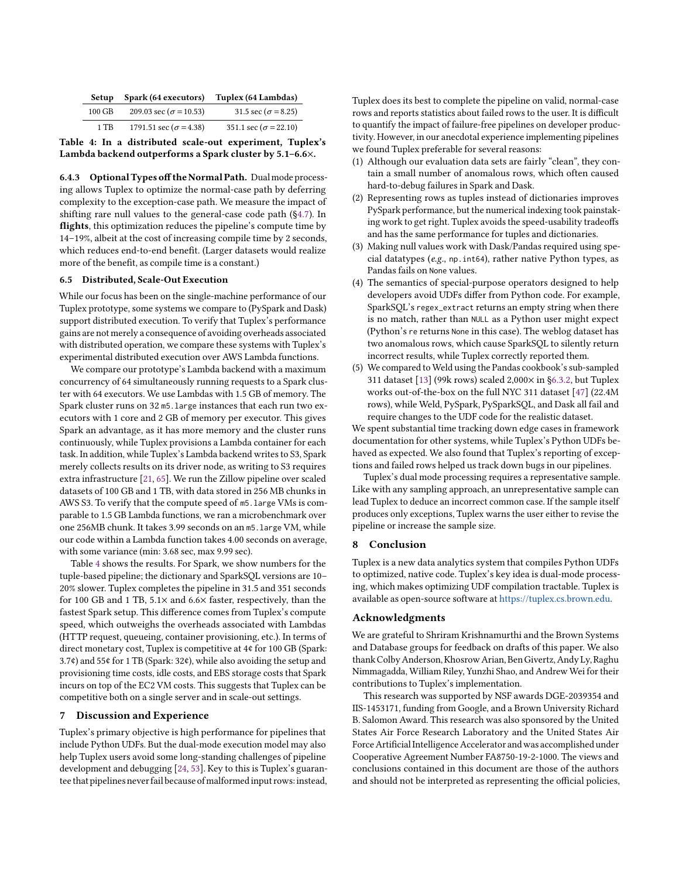| Setup | Spark (64 executors) | Tuplex (64 Lambdas) |
|---|---|---|
| 100 GB | 209.03 sec ($\sigma = 10.53$) | 31.5 sec ($\sigma = 8.25$) |
| 1 TB | 1791.51 sec ($\sigma = 4.38$) | 351.1 sec ($\sigma = 22.10$) |

**Table 4: In a distributed scale-out experiment, Tuplex's Lambda backend outperforms a Spark cluster by 5.1–6.6×.**

#### 6.4.3 Optional Types off the Normal Path.

Dual mode processing allows Tuplex to optimize the normal-case path by deferring complexity to the exception-case path. We measure the impact of shifting rare null values to the general-case code path (§4.7). In **flights**, this optimization reduces the pipeline's compute time by 14–19%, albeit at the cost of increasing compile time by 2 seconds, which reduces end-to-end benefit. (Larger datasets would realize more of the benefit, as compile time is a constant.)

### 6.5 Distributed, Scale-Out Execution

While our focus has been on the single-machine performance of our Tuplex prototype, some systems we compare to (PySpark and Dask) support distributed execution. To verify that Tuplex's performance gains are not merely a consequence of avoiding overheads associated with distributed operation, we compare these systems with Tuplex's experimental distributed execution over AWS Lambda functions.

We compare our prototype's Lambda backend with a maximum concurrency of 64 simultaneously running requests to a Spark cluster with 64 executors. We use Lambdas with 1.5 GB of memory. The Spark cluster runs on 32 `m5.large` instances that each run two executors with 1 core and 2 GB of memory per executor. This gives Spark an advantage, as it has more memory and the cluster runs continuously, while Tuplex provisions a Lambda container for each task. In addition, while Tuplex's Lambda backend writes to S3, Spark merely collects results on its driver node, as writing to S3 requires extra infrastructure [21, 65]. We run the Zillow pipeline over scaled datasets of 100 GB and 1 TB, with data stored in 256 MB chunks in AWS S3. To verify that the compute speed of `m5.large` VMs is comparable to 1.5 GB Lambda functions, we ran a microbenchmark over one 256MB chunk. It takes 3.99 seconds on an `m5.large` VM, while our code within a Lambda function takes 4.00 seconds on average, with some variance (min: 3.68 sec, max 9.99 sec).

Table 4 shows the results. For Spark, we show numbers for the tuple-based pipeline; the dictionary and SparkSQL versions are 10–20% slower. Tuplex completes the pipeline in 31.5 and 351 seconds for 100 GB and 1 TB, 5.1× and 6.6× faster, respectively, than the fastest Spark setup. This difference comes from Tuplex's compute speed, which outweighs the overheads associated with Lambdas (HTTP request, queueing, container provisioning, etc.). In terms of direct monetary cost, Tuplex is competitive at 4¢ for 100 GB (Spark: 3.7¢) and 55¢ for 1 TB (Spark: 32¢), while also avoiding the setup and provisioning time costs, idle costs, and EBS storage costs that Spark incurs on top of the EC2 VM costs. This suggests that Tuplex can be competitive both on a single server and in scale-out settings.

## 7 Discussion and Experience

Tuplex's primary objective is high performance for pipelines that include Python UDFs. But the dual-mode execution model may also help Tuplex users avoid some long-standing challenges of pipeline development and debugging [24, 53]. Key to this is Tuplex's guarantee that pipelines never fail because of malformed input rows: instead, Tuplex does its best to complete the pipeline on valid, normal-case rows and reports statistics about failed rows to the user. It is difficult to quantify the impact of failure-free pipelines on developer productivity. However, in our anecdotal experience implementing pipelines we found Tuplex preferable for several reasons:

1. Although our evaluation data sets are fairly "clean", they contain a small number of anomalous rows, which often caused hard-to-debug failures in Spark and Dask.
2. Representing rows as tuples instead of dictionaries improves PySpark performance, but the numerical indexing took painstaking work to get right. Tuplex avoids the speed-usability tradeoffs and has the same performance for tuples and dictionaries.
3. Making null values work with Dask/Pandas required using special datatypes (*e.g.*, `np.int64`), rather native Python types, as Pandas fails on `None` values.
4. The semantics of special-purpose operators designed to help developers avoid UDFs differ from Python code. For example, SparkSQL's `regex_extract` returns an empty string when there is no match, rather than `NULL` as a Python user might expect (Python's `re` returns `None` in this case). The weblog dataset has two anomalous rows, which cause SparkSQL to silently return incorrect results, while Tuplex correctly reported them.
5. We compared to Weld using the Pandas cookbook's sub-sampled 311 dataset [13] (99k rows) scaled 2,000× in §6.3.2, but Tuplex works out-of-the-box on the full NYC 311 dataset [47] (22.4M rows), while Weld, PySpark, PySparkSQL, and Dask all fail and require changes to the UDF code for the realistic dataset.

We spent substantial time tracking down edge cases in framework documentation for other systems, while Tuplex's Python UDFs behaved as expected. We also found that Tuplex's reporting of exceptions and failed rows helped us track down bugs in our pipelines.

Tuplex's dual mode processing requires a representative sample. Like with any sampling approach, an unrepresentative sample can lead Tuplex to deduce an incorrect common case. If the sample itself produces only exceptions, Tuplex warns the user either to revise the pipeline or increase the sample size.

## 8 Conclusion

Tuplex is a new data analytics system that compiles Python UDFs to optimized, native code. Tuplex's key idea is dual-mode processing, which makes optimizing UDF compilation tractable. Tuplex is available as open-source software at https://tuplex.cs.brown.edu.

## Acknowledgments

We are grateful to Shriram Krishnamurthi and the Brown Systems and Database groups for feedback on drafts of this paper. We also thank Colby Anderson, Khosrow Arian, Ben Givertz, Andy Ly, Raghu Nimmagadda, William Riley, Yunzhi Shao, and Andrew Wei for their contributions to Tuplex's implementation.

This research was supported by NSF awards DGE-2039354 and IIS-1453171, funding from Google, and a Brown University Richard B. Salomon Award. This research was also sponsored by the United States Air Force Research Laboratory and the United States Air Force Artificial Intelligence Accelerator and was accomplished under Cooperative Agreement Number FA8750-19-2-1000. The views and conclusions contained in this document are those of the authors and should not be interpreted as representing the official policies,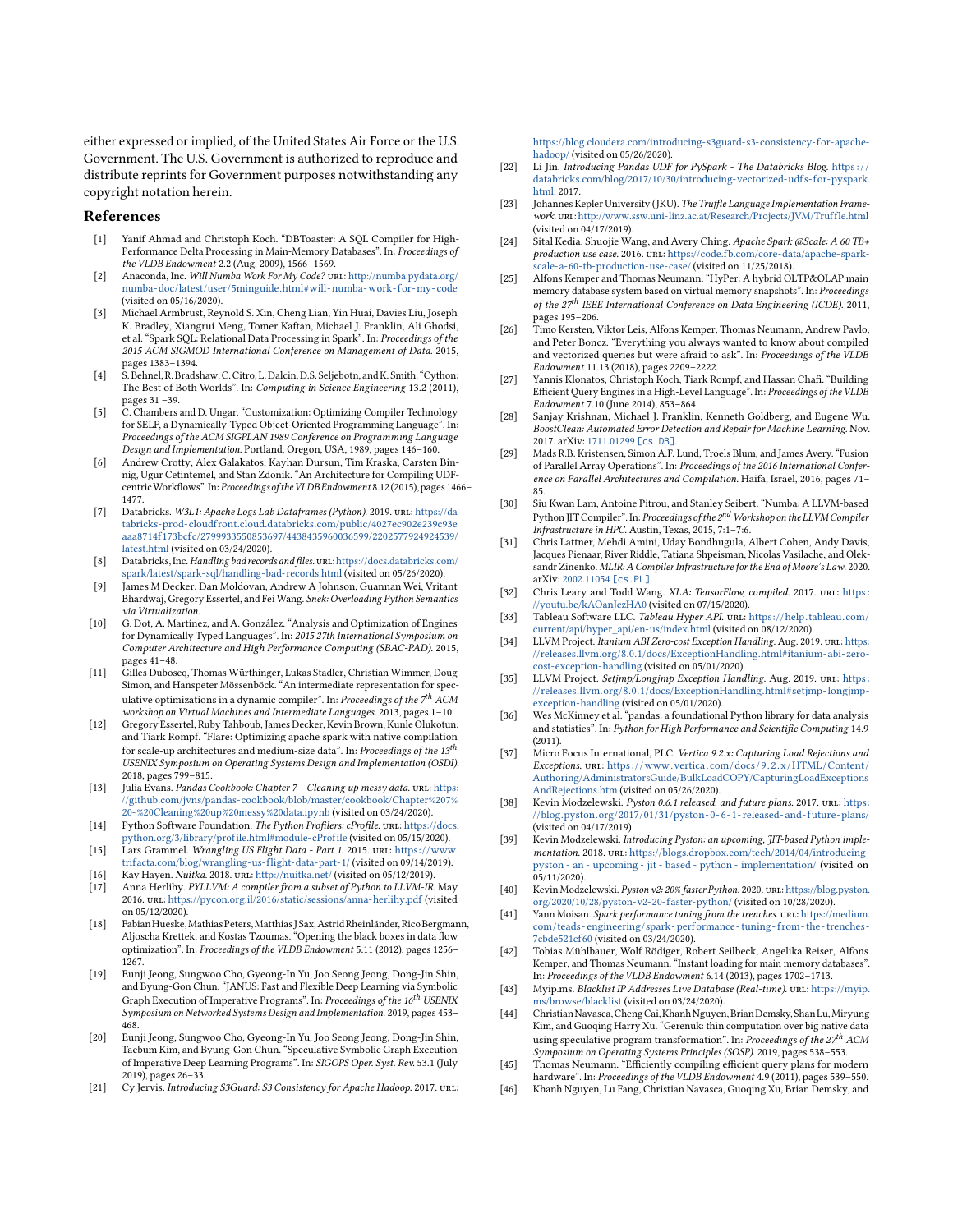either expressed or implied, of the United States Air Force or the U.S. Government. The U.S. Government is authorized to reproduce and distribute reprints for Government purposes notwithstanding any copyright notation herein.

## References

- [1] Yanif Ahmad and Christoph Koch. "DBToaster: A SQL Compiler for High-Performance Delta Processing in Main-Memory Databases". In: *Proceedings of the VLDB Endowment* 2.2 (Aug. 2009), 1566–1569.
- [2] Anaconda, Inc. *Will Numba Work For My Code?* URL: http://numba.pydata.org/numba-doc/latest/user/5minguide.html#will-numba-work-for-my-code (visited on 05/16/2020).
- [3] Michael Armbrust, Reynold S. Xin, Cheng Lian, Yin Huai, Davies Liu, Joseph K. Bradley, Xiangrui Meng, Tomer Kaftan, Michael J. Franklin, Ali Ghodsi, et al. "Spark SQL: Relational Data Processing in Spark". In: *Proceedings of the 2015 ACM SIGMOD International Conference on Management of Data*. 2015, pages 1383–1394.
- [4] S. Behnel, R. Bradshaw, C. Citro, L. Dalcin, D.S. Seljebotn, and K. Smith. "Cython: The Best of Both Worlds". In: *Computing in Science Engineering* 13.2 (2011), pages 31 –39.
- [5] C. Chambers and D. Ungar. "Customization: Optimizing Compiler Technology for SELF, a Dynamically-Typed Object-Oriented Programming Language". In: *Proceedings of the ACM SIGPLAN 1989 Conference on Programming Language Design and Implementation*. Portland, Oregon, USA, 1989, pages 146–160.
- [6] Andrew Crotty, Alex Galakatos, Kayhan Dursun, Tim Kraska, Carsten Binnig, Ugur Cetintemel, and Stan Zdonik. "An Architecture for Compiling UDF-centric Workflows". In: *Proceedings of the VLDB Endowment* 8.12 (2015), pages 1466–1477.
- [7] Databricks. *W3L1: Apache Logs Lab Dataframes (Python)*. 2019. URL: https://databricks-prod-cloudfront.cloud.databricks.com/public/4027ec902e239c93eaaa8714f173bcfc/2799933550853697/4438435960036599/2202577924924539/latest.html (visited on 03/24/2020).
- [8] Databricks, Inc. *Handling bad records and files*. URL: https://docs.databricks.com/spark/latest/spark-sql/handling-bad-records.html (visited on 05/26/2020).
- [9] James M Decker, Dan Moldovan, Andrew A Johnson, Guannan Wei, Vritant Bhardwaj, Gregory Essertel, and Fei Wang. *Snek: Overloading Python Semantics via Virtualization*.
- [10] G. Dot, A. Martínez, and A. González. "Analysis and Optimization of Engines for Dynamically Typed Languages". In: *2015 27th International Symposium on Computer Architecture and High Performance Computing (SBAC-PAD)*. 2015, pages 41–48.
- [11] Gilles Duboscq, Thomas Würthinger, Lukas Stadler, Christian Wimmer, Doug Simon, and Hanspeter Mössenböck. "An intermediate representation for speculative optimizations in a dynamic compiler". In: *Proceedings of the 7th ACM workshop on Virtual Machines and Intermediate Languages*. 2013, pages 1–10.
- [12] Gregory Essertel, Ruby Tahboub, James Decker, Kevin Brown, Kunle Olukotun, and Tiark Rompf. "Flare: Optimizing apache spark with native compilation for scale-up architectures and medium-size data". In: *Proceedings of the 13th USENIX Symposium on Operating Systems Design and Implementation (OSDI)*. 2018, pages 799–815.
- [13] Julia Evans. *Pandas Cookbook: Chapter 7 – Cleaning up messy data*. URL: https://github.com/jvns/pandas-cookbook/blob/master/cookbook/Chapter%207%20-%20Cleaning%20up%20messy%20data.ipynb (visited on 03/24/2020).
- [14] Python Software Foundation. *The Python Profilers: cProfile*. URL: https://docs.python.org/3/library/profile.html#module-cProfile (visited on 05/15/2020).
- [15] Lars Grammel. *Wrangling US Flight Data - Part 1*. 2015. URL: https://www.trifacta.com/blog/wrangling-us-flight-data-part-1/ (visited on 09/14/2019).
- [16] Kay Hayen. *Nuitka*. 2018. URL: http://nuitka.net/ (visited on 05/12/2019).
- [17] Anna Herlihy. *PYLLVM: A compiler from a subset of Python to LLVM-IR*. May 2016. URL: https://pycon.org.il/2016/static/sessions/anna-herlihy.pdf (visited on 05/12/2020).
- [18] Fabian Hueske, Mathias Peters, Matthias J Sax, Astrid Rheinländer, Rico Bergmann, Aljoscha Krettek, and Kostas Tzoumas. "Opening the black boxes in data flow optimization". In: *Proceedings of the VLDB Endowment* 5.11 (2012), pages 1256–1267.
- [19] Eunji Jeong, Sungwoo Cho, Gyeong-In Yu, Joo Seong Jeong, Dong-Jin Shin, and Byung-Gon Chun. "JANUS: Fast and Flexible Deep Learning via Symbolic Graph Execution of Imperative Programs". In: *Proceedings of the 16th USENIX Symposium on Networked Systems Design and Implementation*. 2019, pages 453–468.
- [20] Eunji Jeong, Sungwoo Cho, Gyeong-In Yu, Joo Seong Jeong, Dong-Jin Shin, Taebum Kim, and Byung-Gon Chun. "Speculative Symbolic Graph Execution of Imperative Deep Learning Programs". In: *SIGOPS Oper. Syst. Rev.* 53.1 (July 2019), pages 26–33.
- [21] Cy Jervis. *Introducing S3Guard: S3 Consistency for Apache Hadoop*. 2017. URL: https://blog.cloudera.com/introducing-s3guard-s3-consistency-for-apache-hadoop/ (visited on 05/26/2020).
- [22] Li Jin. *Introducing Pandas UDF for PySpark - The Databricks Blog*. https://databricks.com/blog/2017/10/30/introducing-vectorized-udfs-for-pyspark.html. 2017.
- [23] Johannes Kepler University (JKU). *The Truffle Language Implementation Framework*. URL: http://www.ssw.uni-linz.ac.at/Research/Projects/JVM/Truffle.html (visited on 04/17/2019).
- [24] Sital Kedia, Shuojie Wang, and Avery Ching. *Apache Spark @Scale: A 60 TB+ production use case*. 2016. URL: https://code.fb.com/core-data/apache-spark-scale-a-60-tb-production-use-case/ (visited on 11/25/2018).
- [25] Alfons Kemper and Thomas Neumann. "HyPer: A hybrid OLTP&OLAP main memory database system based on virtual memory snapshots". In: *Proceedings of the 27th IEEE International Conference on Data Engineering (ICDE)*. 2011, pages 195–206.
- [26] Timo Kersten, Viktor Leis, Alfons Kemper, Thomas Neumann, Andrew Pavlo, and Peter Boncz. "Everything you always wanted to know about compiled and vectorized queries but were afraid to ask". In: *Proceedings of the VLDB Endowment* 11.13 (2018), pages 2209–2222.
- [27] Yannis Klonatos, Christoph Koch, Tiark Rompf, and Hassan Chafi. "Building Efficient Query Engines in a High-Level Language". In: *Proceedings of the VLDB Endowment* 7.10 (June 2014), 853–864.
- [28] Sanjay Krishnan, Michael J. Franklin, Kenneth Goldberg, and Eugene Wu. *BoostClean: Automated Error Detection and Repair for Machine Learning*. Nov. 2017. arXiv: 1711.01299 [cs.DB].
- [29] Mads R.B. Kristensen, Simon A.F. Lund, Troels Blum, and James Avery. "Fusion of Parallel Array Operations". In: *Proceedings of the 2016 International Conference on Parallel Architectures and Compilation*. Haifa, Israel, 2016, pages 71–85.
- [30] Siu Kwan Lam, Antoine Pitrou, and Stanley Seibert. "Numba: A LLVM-based Python JIT Compiler". In: *Proceedings of the 2nd Workshop on the LLVM Compiler Infrastructure in HPC*. Austin, Texas, 2015, 7:1–7:6.
- [31] Chris Lattner, Mehdi Amini, Uday Bondhugula, Albert Cohen, Andy Davis, Jacques Pienaar, River Riddle, Tatiana Shpeisman, Nicolas Vasilache, and Oleksandr Zinenko. *MLIR: A Compiler Infrastructure for the End of Moore's Law*. 2020. arXiv: 2002.11054 [cs.PL].
- [32] Chris Leary and Todd Wang. *XLA: TensorFlow, compiled*. 2017. URL: https://youtu.be/kAOanJczHA0 (visited on 07/15/2020).
- [33] Tableau Software LLC. *Tableau Hyper API*. URL: https://help.tableau.com/current/api/hyper_api/en-us/index.html (visited on 08/12/2020).
- [34] LLVM Project. *Itanium ABI Zero-cost Exception Handling*. Aug. 2019. URL: https://releases.llvm.org/8.0.1/docs/ExceptionHandling.html#itanium-abi-zero-cost-exception-handling (visited on 05/01/2020).
- [35] LLVM Project. *Setjmp/Longjmp Exception Handling*. Aug. 2019. URL: https://releases.llvm.org/8.0.1/docs/ExceptionHandling.html#setjmp-longjmp-exception-handling (visited on 05/01/2020).
- [36] Wes McKinney et al. "pandas: a foundational Python library for data analysis and statistics". In: *Python for High Performance and Scientific Computing* 14.9 (2011).
- [37] Micro Focus International, PLC. *Vertica 9.2.x: Capturing Load Rejections and Exceptions*. URL: https://www.vertica.com/docs/9.2.x/HTML/Content/Authoring/AdministratorsGuide/BulkLoadCOPY/CapturingLoadExceptionsAndRejections.htm (visited on 05/26/2020).
- [38] Kevin Modzelewski. *Pyston 0.6.1 released, and future plans*. 2017. URL: https://blog.pyston.org/2017/01/31/pyston-0-6-1-released-and-future-plans/ (visited on 04/19/2019).
- [39] Kevin Modzelewski. *Introducing Pyston: an upcoming, JIT-based Python implementation*. 2018. URL: https://blogs.dropbox.com/tech/2014/04/introducing-pyston-an-upcoming-jit-based-python-implementation/ (visited on 05/11/2020).
- [40] Kevin Modzelewski. *Pyston v2: 20% faster Python*. 2020. URL: https://blog.pyston.org/2020/10/28/pyston-v2-20-faster-python/ (visited on 10/28/2020).
- [41] Yann Moisan. *Spark performance tuning from the trenches*. URL: https://medium.com/teads-engineering/spark-performance-tuning-from-the-trenches-7cbde521cf60 (visited on 03/24/2020).
- [42] Tobias Mühlbauer, Wolf Rödiger, Robert Seilbeck, Angelika Reiser, Alfons Kemper, and Thomas Neumann. "Instant loading for main memory databases". In: *Proceedings of the VLDB Endowment* 6.14 (2013), pages 1702–1713.
- [43] Myip.ms. *Blacklist IP Addresses Live Database (Real-time)*. URL: https://myip.ms/browse/blacklist (visited on 03/24/2020).
- [44] Christian Navasca, Cheng Cai, Khanh Nguyen, Brian Demsky, Shan Lu, Miryung Kim, and Guoqing Harry Xu. "Gerenuk: thin computation over big native data using speculative program transformation". In: *Proceedings of the 27th ACM Symposium on Operating Systems Principles (SOSP)*. 2019, pages 538–553.
- [45] Thomas Neumann. "Efficiently compiling efficient query plans for modern hardware". In: *Proceedings of the VLDB Endowment* 4.9 (2011), pages 539–550.
- [46] Khanh Nguyen, Lu Fang, Christian Navasca, Guoqing Xu, Brian Demsky, and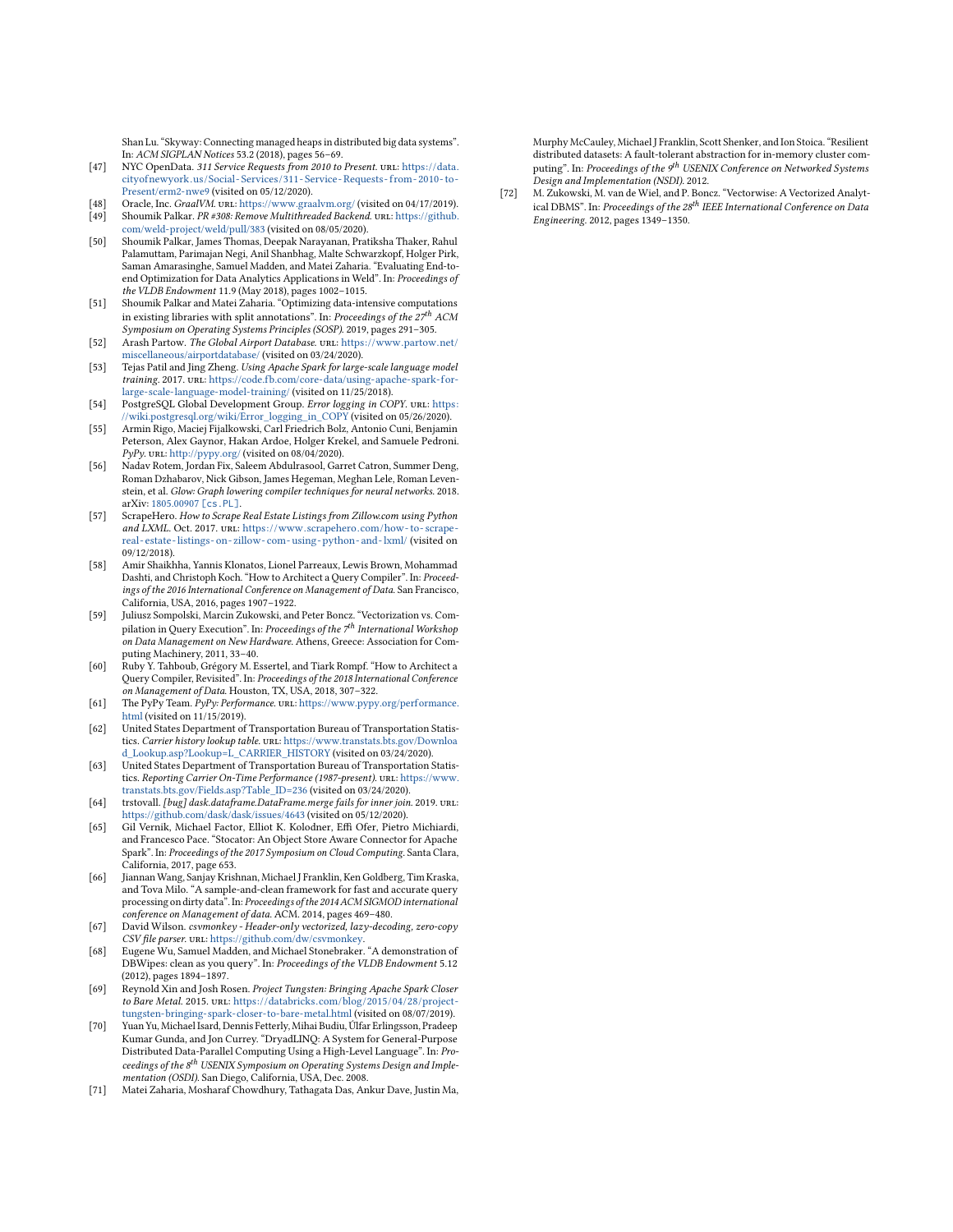Shan Lu. "Skyway: Connecting managed heaps in distributed big data systems". In: *ACM SIGPLAN Notices* 53.2 (2018), pages 56–69.

[47] NYC OpenData. *311 Service Requests from 2010 to Present.* URL: https://data.cityofnewyork.us/Social-Services/311-Service-Requests-from-2010-to-Present/erm2-nwe9 (visited on 05/12/2020).

[48] Oracle, Inc. *GraalVM.* URL: https://www.graalvm.org/ (visited on 04/17/2019).

[49] Shoumik Palkar. *PR #308: Remove Multithreaded Backend.* URL: https://github.com/weld-project/weld/pull/383 (visited on 08/05/2020).

[50] Shoumik Palkar, James Thomas, Deepak Narayanan, Pratiksha Thaker, Rahul Palamuttam, Parimajan Negi, Anil Shanbhag, Malte Schwarzkopf, Holger Pirk, Saman Amarasinghe, Samuel Madden, and Matei Zaharia. "Evaluating End-to-end Optimization for Data Analytics Applications in Weld". In: *Proceedings of the VLDB Endowment* 11.9 (May 2018), pages 1002–1015.

[51] Shoumik Palkar and Matei Zaharia. "Optimizing data-intensive computations in existing libraries with split annotations". In: *Proceedings of the 27th ACM Symposium on Operating Systems Principles (SOSP).* 2019, pages 291–305.

[52] Arash Partow. *The Global Airport Database.* URL: https://www.partow.net/miscellaneous/airportdatabase/ (visited on 03/24/2020).

[53] Tejas Patil and Jing Zheng. *Using Apache Spark for large-scale language model training.* 2017. URL: https://code.fb.com/core-data/using-apache-spark-for-large-scale-language-model-training/ (visited on 11/25/2018).

[54] PostgreSQL Global Development Group. *Error logging in COPY.* URL: https://wiki.postgresql.org/wiki/Error_logging_in_COPY (visited on 05/26/2020).

[55] Armin Rigo, Maciej Fijalkowski, Carl Friedrich Bolz, Antonio Cuni, Benjamin Peterson, Alex Gaynor, Hakan Ardoe, Holger Krekel, and Samuele Pedroni. *PyPy.* URL: http://pypy.org/ (visited on 08/04/2020).

[56] Nadav Rotem, Jordan Fix, Saleem Abdulrasool, Garret Catron, Summer Deng, Roman Dzhabarov, Nick Gibson, James Hegeman, Meghan Lele, Roman Levenstein, et al. *Glow: Graph lowering compiler techniques for neural networks.* 2018. arXiv: 1805.00907 [cs.PL].

[57] ScrapeHero. *How to Scrape Real Estate Listings from Zillow.com using Python and LXML.* Oct. 2017. URL: https://www.scrapehero.com/how-to-scrape-real-estate-listings-on-zillow-com-using-python-and-lxml/ (visited on 09/12/2018).

[58] Amir Shaikhha, Yannis Klonatos, Lionel Parreaux, Lewis Brown, Mohammad Dashti, and Christoph Koch. "How to Architect a Query Compiler". In: *Proceedings of the 2016 International Conference on Management of Data.* San Francisco, California, USA, 2016, pages 1907–1922.

[59] Juliusz Sompolski, Marcin Zukowski, and Peter Boncz. "Vectorization vs. Compilation in Query Execution". In: *Proceedings of the 7th International Workshop on Data Management on New Hardware.* Athens, Greece: Association for Computing Machinery, 2011, 33–40.

[60] Ruby Y. Tahboub, Grégory M. Essertel, and Tiark Rompf. "How to Architect a Query Compiler, Revisited". In: *Proceedings of the 2018 International Conference on Management of Data.* Houston, TX, USA, 2018, 307–322.

[61] The PyPy Team. *PyPy: Performance.* URL: https://www.pypy.org/performance.html (visited on 11/15/2019).

[62] United States Department of Transportation Bureau of Transportation Statistics. *Carrier history lookup table.* URL: https://www.transtats.bts.gov/Download_Lookup.asp?Lookup=L_CARRIER_HISTORY (visited on 03/24/2020).

[63] United States Department of Transportation Bureau of Transportation Statistics. *Reporting Carrier On-Time Performance (1987-present).* URL: https://www.transtats.bts.gov/Fields.asp?Table_ID=236 (visited on 03/24/2020).

[64] trstovall. *[bug] dask.dataframe.DataFrame.merge fails for inner join.* 2019. URL: https://github.com/dask/dask/issues/4643 (visited on 05/12/2020).

[65] Gil Vernik, Michael Factor, Elliot K. Kolodner, Effi Ofer, Pietro Michiardi, and Francesco Pace. "Stocator: An Object Store Aware Connector for Apache Spark". In: *Proceedings of the 2017 Symposium on Cloud Computing.* Santa Clara, California, 2017, page 653.

[66] Jiannan Wang, Sanjay Krishnan, Michael J Franklin, Ken Goldberg, Tim Kraska, and Tova Milo. "A sample-and-clean framework for fast and accurate query processing on dirty data". In: *Proceedings of the 2014 ACM SIGMOD international conference on Management of data.* ACM. 2014, pages 469–480.

[67] David Wilson. *csvmonkey - Header-only vectorized, lazy-decoding, zero-copy CSV file parser.* URL: https://github.com/dw/csvmonkey.

[68] Eugene Wu, Samuel Madden, and Michael Stonebraker. "A demonstration of DBWipes: clean as you query". In: *Proceedings of the VLDB Endowment* 5.12 (2012), pages 1894–1897.

[69] Reynold Xin and Josh Rosen. *Project Tungsten: Bringing Apache Spark Closer to Bare Metal.* 2015. URL: https://databricks.com/blog/2015/04/28/project-tungsten-bringing-spark-closer-to-bare-metal.html (visited on 08/07/2019).

[70] Yuan Yu, Michael Isard, Dennis Fetterly, Mihai Budiu, Úlfar Erlingsson, Pradeep Kumar Gunda, and Jon Currey. "DryadLINQ: A System for General-Purpose Distributed Data-Parallel Computing Using a High-Level Language". In: *Proceedings of the 8th USENIX Symposium on Operating Systems Design and Implementation (OSDI).* San Diego, California, USA, Dec. 2008.

[71] Matei Zaharia, Mosharaf Chowdhury, Tathagata Das, Ankur Dave, Justin Ma, Murphy McCauley, Michael J Franklin, Scott Shenker, and Ion Stoica. "Resilient distributed datasets: A fault-tolerant abstraction for in-memory cluster computing". In: *Proceedings of the 9th USENIX Conference on Networked Systems Design and Implementation (NSDI).* 2012.

[72] M. Zukowski, M. van de Wiel, and P. Boncz. "Vectorwise: A Vectorized Analytical DBMS". In: *Proceedings of the 28th IEEE International Conference on Data Engineering.* 2012, pages 1349–1350.